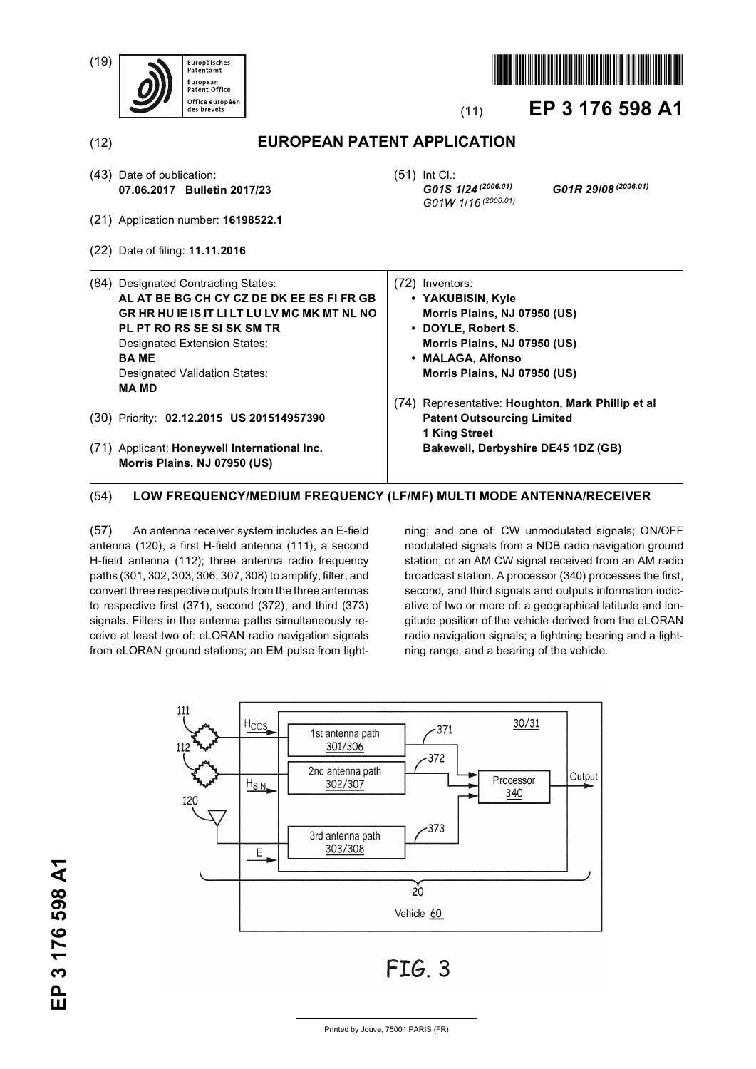(19) Europäisches Patentamt / European Patent Office / Office européen des brevets

(11) **EP 3 176 598 A1**

(12) **EUROPEAN PATENT APPLICATION**

(43) Date of publication:
**07.06.2017 Bulletin 2017/23**

(51) Int Cl.:
***G01S 1/24*** *(2006.01)* ***G01R 29/08*** *(2006.01)*
*G01W 1/16* *(2006.01)*

(21) Application number: **16198522.1**

(22) Date of filing: **11.11.2016**

(84) Designated Contracting States:
**AL AT BE BG CH CY CZ DE DK EE ES FI FR GB GR HR HU IE IS IT LI LT LU LV MC MK MT NL NO PL PT RO RS SE SI SK SM TR**
Designated Extension States:
**BA ME**
Designated Validation States:
**MA MD**

(30) Priority: **02.12.2015 US 201514957390**

(71) Applicant: **Honeywell International Inc.**
**Morris Plains, NJ 07950 (US)**

(72) Inventors:
- **YAKUBISIN, Kyle**
**Morris Plains, NJ 07950 (US)**
- **DOYLE, Robert S.**
**Morris Plains, NJ 07950 (US)**
- **MALAGA, Alfonso**
**Morris Plains, NJ 07950 (US)**

(74) Representative: **Houghton, Mark Phillip et al**
**Patent Outsourcing Limited**
**1 King Street**
**Bakewell, Derbyshire DE45 1DZ (GB)**

(54) **LOW FREQUENCY/MEDIUM FREQUENCY (LF/MF) MULTI MODE ANTENNA/RECEIVER**

(57) An antenna receiver system includes an E-field antenna (120), a first H-field antenna (111), a second H-field antenna (112); three antenna radio frequency paths (301, 302, 303, 306, 307, 308) to amplify, filter, and convert three respective outputs from the three antennas to respective first (371), second (372), and third (373) signals. Filters in the antenna paths simultaneously receive at least two of: eLORAN radio navigation signals from eLORAN ground stations; an EM pulse from lightning; and one of: CW unmodulated signals; ON/OFF modulated signals from a NDB radio navigation ground station; or an AM CW signal received from an AM radio broadcast station. A processor (340) processes the first, second, and third signals and outputs information indicative of two or more of: a geographical latitude and longitude position of the vehicle derived from the eLORAN radio navigation signals; a lightning bearing and a lightning range; and a bearing of the vehicle.

FIG. 3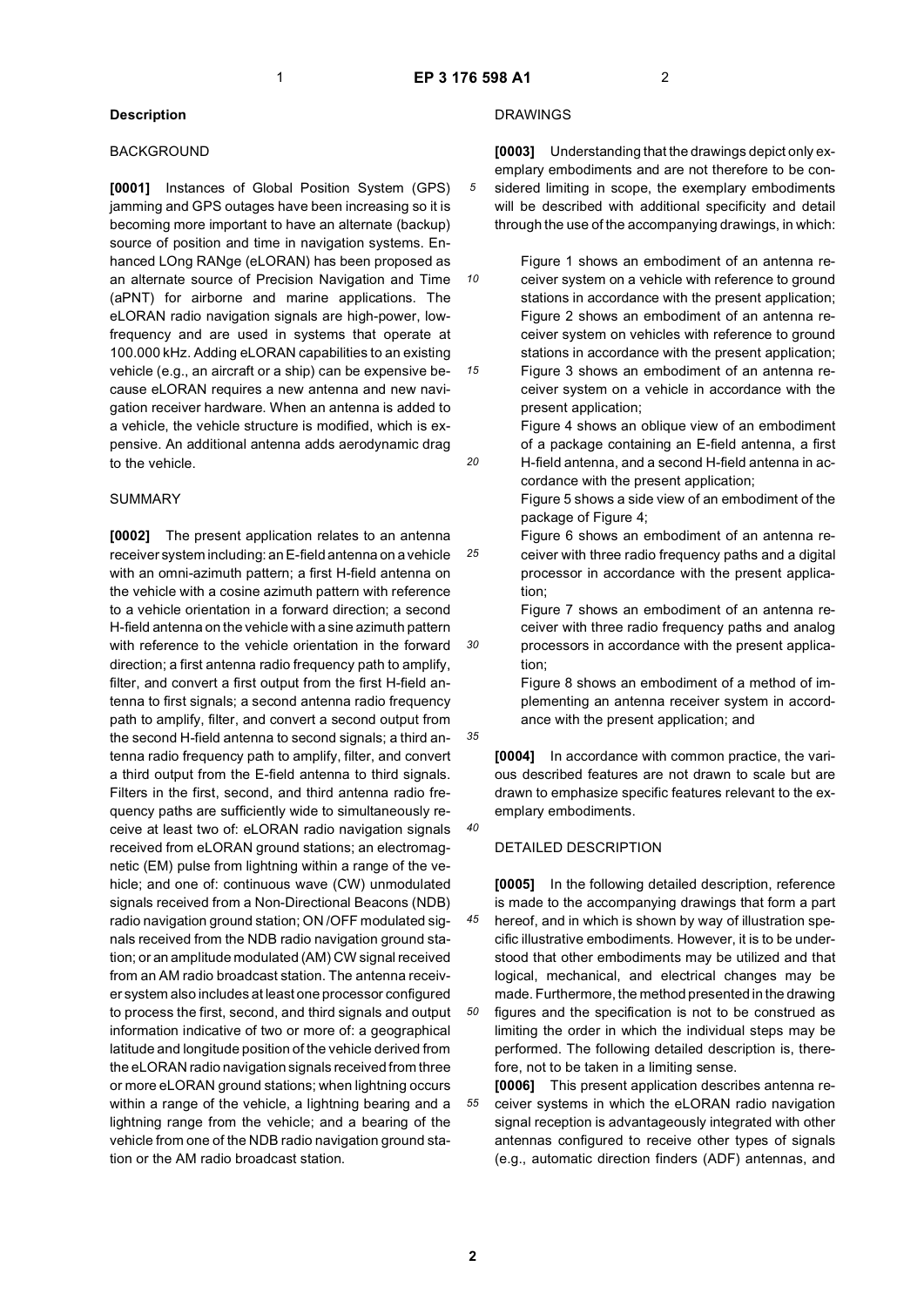## Description

### BACKGROUND

**[0001]** Instances of Global Position System (GPS) jamming and GPS outages have been increasing so it is becoming more important to have an alternate (backup) source of position and time in navigation systems. Enhanced LOng RANge (eLORAN) has been proposed as an alternate source of Precision Navigation and Time (aPNT) for airborne and marine applications. The eLORAN radio navigation signals are high-power, low-frequency and are used in systems that operate at 100.000 kHz. Adding eLORAN capabilities to an existing vehicle (e.g., an aircraft or a ship) can be expensive because eLORAN requires a new antenna and new navigation receiver hardware. When an antenna is added to a vehicle, the vehicle structure is modified, which is expensive. An additional antenna adds aerodynamic drag to the vehicle.

### SUMMARY

**[0002]** The present application relates to an antenna receiver system including: an E-field antenna on a vehicle with an omni-azimuth pattern; a first H-field antenna on the vehicle with a cosine azimuth pattern with reference to a vehicle orientation in a forward direction; a second H-field antenna on the vehicle with a sine azimuth pattern with reference to the vehicle orientation in the forward direction; a first antenna radio frequency path to amplify, filter, and convert a first output from the first H-field antenna to first signals; a second antenna radio frequency path to amplify, filter, and convert a second output from the second H-field antenna to second signals; a third antenna radio frequency path to amplify, filter, and convert a third output from the E-field antenna to third signals. Filters in the first, second, and third antenna radio frequency paths are sufficiently wide to simultaneously receive at least two of: eLORAN radio navigation signals received from eLORAN ground stations; an electromagnetic (EM) pulse from lightning within a range of the vehicle; and one of: continuous wave (CW) unmodulated signals received from a Non-Directional Beacons (NDB) radio navigation ground station; ON /OFF modulated signals received from the NDB radio navigation ground station; or an amplitude modulated (AM) CW signal received from an AM radio broadcast station. The antenna receiver system also includes at least one processor configured to process the first, second, and third signals and output information indicative of two or more of: a geographical latitude and longitude position of the vehicle derived from the eLORAN radio navigation signals received from three or more eLORAN ground stations; when lightning occurs within a range of the vehicle, a lightning bearing and a lightning range from the vehicle; and a bearing of the vehicle from one of the NDB radio navigation ground station or the AM radio broadcast station.

### DRAWINGS

**[0003]** Understanding that the drawings depict only exemplary embodiments and are not therefore to be considered limiting in scope, the exemplary embodiments will be described with additional specificity and detail through the use of the accompanying drawings, in which:

Figure 1 shows an embodiment of an antenna receiver system on a vehicle with reference to ground stations in accordance with the present application;
Figure 2 shows an embodiment of an antenna receiver system on vehicles with reference to ground stations in accordance with the present application;
Figure 3 shows an embodiment of an antenna receiver system on a vehicle in accordance with the present application;
Figure 4 shows an oblique view of an embodiment of a package containing an E-field antenna, a first H-field antenna, and a second H-field antenna in accordance with the present application;
Figure 5 shows a side view of an embodiment of the package of Figure 4;
Figure 6 shows an embodiment of an antenna receiver with three radio frequency paths and a digital processor in accordance with the present application;
Figure 7 shows an embodiment of an antenna receiver with three radio frequency paths and analog processors in accordance with the present application;
Figure 8 shows an embodiment of a method of implementing an antenna receiver system in accordance with the present application; and

**[0004]** In accordance with common practice, the various described features are not drawn to scale but are drawn to emphasize specific features relevant to the exemplary embodiments.

### DETAILED DESCRIPTION

**[0005]** In the following detailed description, reference is made to the accompanying drawings that form a part hereof, and in which is shown by way of illustration specific illustrative embodiments. However, it is to be understood that other embodiments may be utilized and that logical, mechanical, and electrical changes may be made. Furthermore, the method presented in the drawing figures and the specification is not to be construed as limiting the order in which the individual steps may be performed. The following detailed description is, therefore, not to be taken in a limiting sense.

**[0006]** This present application describes antenna receiver systems in which the eLORAN radio navigation signal reception is advantageously integrated with other antennas configured to receive other types of signals (e.g., automatic direction finders (ADF) antennas, and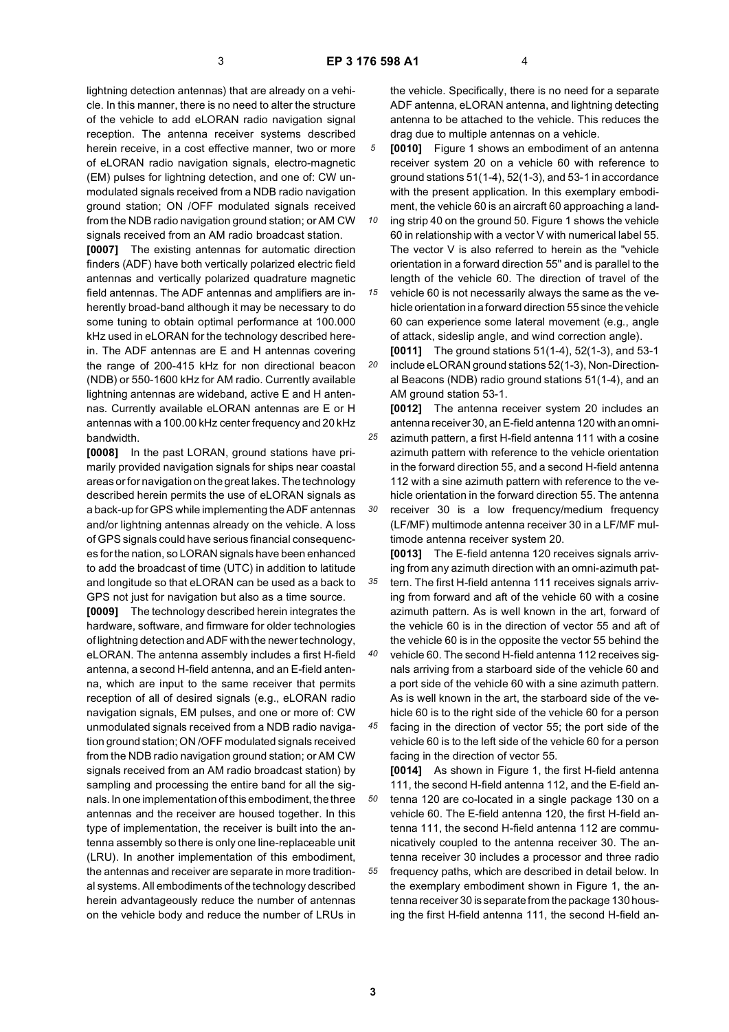lightning detection antennas) that are already on a vehicle. In this manner, there is no need to alter the structure of the vehicle to add eLORAN radio navigation signal reception. The antenna receiver systems described herein receive, in a cost effective manner, two or more of eLORAN radio navigation signals, electro-magnetic (EM) pulses for lightning detection, and one of: CW unmodulated signals received from a NDB radio navigation ground station; ON /OFF modulated signals received from the NDB radio navigation ground station; or AM CW signals received from an AM radio broadcast station.

**[0007]** The existing antennas for automatic direction finders (ADF) have both vertically polarized electric field antennas and vertically polarized quadrature magnetic field antennas. The ADF antennas and amplifiers are inherently broad-band although it may be necessary to do some tuning to obtain optimal performance at 100.000 kHz used in eLORAN for the technology described herein. The ADF antennas are E and H antennas covering the range of 200-415 kHz for non directional beacon (NDB) or 550-1600 kHz for AM radio. Currently available lightning antennas are wideband, active E and H antennas. Currently available eLORAN antennas are E or H antennas with a 100.00 kHz center frequency and 20 kHz bandwidth.

**[0008]** In the past LORAN, ground stations have primarily provided navigation signals for ships near coastal areas or for navigation on the great lakes. The technology described herein permits the use of eLORAN signals as a back-up for GPS while implementing the ADF antennas and/or lightning antennas already on the vehicle. A loss of GPS signals could have serious financial consequences for the nation, so LORAN signals have been enhanced to add the broadcast of time (UTC) in addition to latitude and longitude so that eLORAN can be used as a back to GPS not just for navigation but also as a time source.

**[0009]** The technology described herein integrates the hardware, software, and firmware for older technologies of lightning detection and ADF with the newer technology, eLORAN. The antenna assembly includes a first H-field antenna, a second H-field antenna, and an E-field antenna, which are input to the same receiver that permits reception of all of desired signals (e.g., eLORAN radio navigation signals, EM pulses, and one or more of: CW unmodulated signals received from a NDB radio navigation ground station; ON /OFF modulated signals received from the NDB radio navigation ground station; or AM CW signals received from an AM radio broadcast station) by sampling and processing the entire band for all the signals. In one implementation of this embodiment, the three antennas and the receiver are housed together. In this type of implementation, the receiver is built into the antenna assembly so there is only one line-replaceable unit (LRU). In another implementation of this embodiment, the antennas and receiver are separate in more traditional systems. All embodiments of the technology described herein advantageously reduce the number of antennas on the vehicle body and reduce the number of LRUs in the vehicle. Specifically, there is no need for a separate ADF antenna, eLORAN antenna, and lightning detecting antenna to be attached to the vehicle. This reduces the drag due to multiple antennas on a vehicle.

**[0010]** Figure 1 shows an embodiment of an antenna receiver system 20 on a vehicle 60 with reference to ground stations 51(1-4), 52(1-3), and 53-1 in accordance with the present application. In this exemplary embodiment, the vehicle 60 is an aircraft 60 approaching a landing strip 40 on the ground 50. Figure 1 shows the vehicle 60 in relationship with a vector V with numerical label 55. The vector V is also referred to herein as the "vehicle orientation in a forward direction 55" and is parallel to the length of the vehicle 60. The direction of travel of the vehicle 60 is not necessarily always the same as the vehicle orientation in a forward direction 55 since the vehicle 60 can experience some lateral movement (e.g., angle of attack, sideslip angle, and wind correction angle).

**[0011]** The ground stations 51(1-4), 52(1-3), and 53-1 include eLORAN ground stations 52(1-3), Non-Directional Beacons (NDB) radio ground stations 51(1-4), and an AM ground station 53-1.

**[0012]** The antenna receiver system 20 includes an antenna receiver 30, an E-field antenna 120 with an omni-azimuth pattern, a first H-field antenna 111 with a cosine azimuth pattern with reference to the vehicle orientation in the forward direction 55, and a second H-field antenna 112 with a sine azimuth pattern with reference to the vehicle orientation in the forward direction 55. The antenna receiver 30 is a low frequency/medium frequency (LF/MF) multimode antenna receiver 30 in a LF/MF multimode antenna receiver system 20.

**[0013]** The E-field antenna 120 receives signals arriving from any azimuth direction with an omni-azimuth pattern. The first H-field antenna 111 receives signals arriving from forward and aft of the vehicle 60 with a cosine azimuth pattern. As is well known in the art, forward of the vehicle 60 is in the direction of vector 55 and aft of the vehicle 60 is in the opposite the vector 55 behind the vehicle 60. The second H-field antenna 112 receives signals arriving from a starboard side of the vehicle 60 and a port side of the vehicle 60 with a sine azimuth pattern. As is well known in the art, the starboard side of the vehicle 60 is to the right side of the vehicle 60 for a person facing in the direction of vector 55; the port side of the vehicle 60 is to the left side of the vehicle 60 for a person facing in the direction of vector 55.

**[0014]** As shown in Figure 1, the first H-field antenna 111, the second H-field antenna 112, and the E-field antenna 120 are co-located in a single package 130 on a vehicle 60. The E-field antenna 120, the first H-field antenna 111, the second H-field antenna 112 are communicatively coupled to the antenna receiver 30. The antenna receiver 30 includes a processor and three radio frequency paths, which are described in detail below. In the exemplary embodiment shown in Figure 1, the antenna receiver 30 is separate from the package 130 housing the first H-field antenna 111, the second H-field an-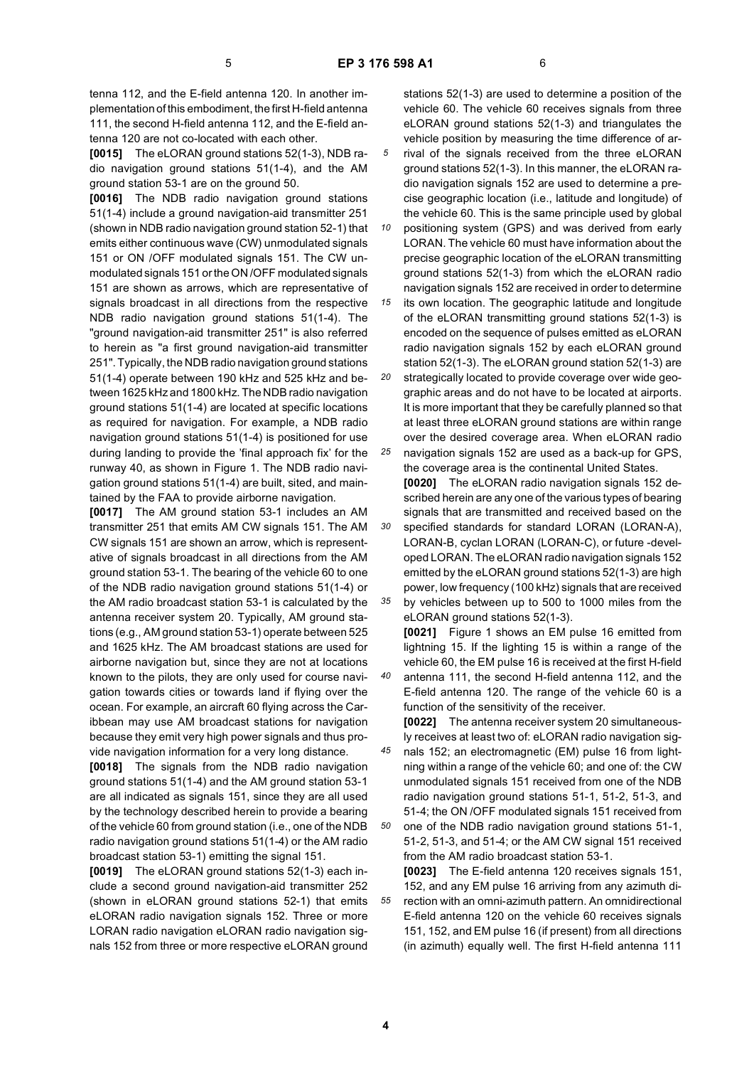tenna 112, and the E-field antenna 120. In another implementation of this embodiment, the first H-field antenna 111, the second H-field antenna 112, and the E-field antenna 120 are not co-located with each other.

**[0015]** The eLORAN ground stations 52(1-3), NDB radio navigation ground stations 51(1-4), and the AM ground station 53-1 are on the ground 50.

**[0016]** The NDB radio navigation ground stations 51(1-4) include a ground navigation-aid transmitter 251 (shown in NDB radio navigation ground station 52-1) that emits either continuous wave (CW) unmodulated signals 151 or ON /OFF modulated signals 151. The CW unmodulated signals 151 or the ON /OFF modulated signals 151 are shown as arrows, which are representative of signals broadcast in all directions from the respective NDB radio navigation ground stations 51(1-4). The "ground navigation-aid transmitter 251" is also referred to herein as "a first ground navigation-aid transmitter 251". Typically, the NDB radio navigation ground stations 51(1-4) operate between 190 kHz and 525 kHz and between 1625 kHz and 1800 kHz. The NDB radio navigation ground stations 51(1-4) are located at specific locations as required for navigation. For example, a NDB radio navigation ground stations 51(1-4) is positioned for use during landing to provide the 'final approach fix' for the runway 40, as shown in Figure 1. The NDB radio navigation ground stations 51(1-4) are built, sited, and maintained by the FAA to provide airborne navigation.

**[0017]** The AM ground station 53-1 includes an AM transmitter 251 that emits AM CW signals 151. The AM CW signals 151 are shown an arrow, which is representative of signals broadcast in all directions from the AM ground station 53-1. The bearing of the vehicle 60 to one of the NDB radio navigation ground stations 51(1-4) or the AM radio broadcast station 53-1 is calculated by the antenna receiver system 20. Typically, AM ground stations (e.g., AM ground station 53-1) operate between 525 and 1625 kHz. The AM broadcast stations are used for airborne navigation but, since they are not at locations known to the pilots, they are only used for course navigation towards cities or towards land if flying over the ocean. For example, an aircraft 60 flying across the Caribbean may use AM broadcast stations for navigation because they emit very high power signals and thus provide navigation information for a very long distance.

**[0018]** The signals from the NDB radio navigation ground stations 51(1-4) and the AM ground station 53-1 are all indicated as signals 151, since they are all used by the technology described herein to provide a bearing of the vehicle 60 from ground station (i.e., one of the NDB radio navigation ground stations 51(1-4) or the AM radio broadcast station 53-1) emitting the signal 151.

**[0019]** The eLORAN ground stations 52(1-3) each include a second ground navigation-aid transmitter 252 (shown in eLORAN ground stations 52-1) that emits eLORAN radio navigation signals 152. Three or more LORAN radio navigation eLORAN radio navigation signals 152 from three or more respective eLORAN ground stations 52(1-3) are used to determine a position of the vehicle 60. The vehicle 60 receives signals from three eLORAN ground stations 52(1-3) and triangulates the vehicle position by measuring the time difference of arrival of the signals received from the three eLORAN ground stations 52(1-3). In this manner, the eLORAN radio navigation signals 152 are used to determine a precise geographic location (i.e., latitude and longitude) of the vehicle 60. This is the same principle used by global positioning system (GPS) and was derived from early LORAN. The vehicle 60 must have information about the precise geographic location of the eLORAN transmitting ground stations 52(1-3) from which the eLORAN radio navigation signals 152 are received in order to determine its own location. The geographic latitude and longitude of the eLORAN transmitting ground stations 52(1-3) is encoded on the sequence of pulses emitted as eLORAN radio navigation signals 152 by each eLORAN ground station 52(1-3). The eLORAN ground station 52(1-3) are strategically located to provide coverage over wide geographic areas and do not have to be located at airports. It is more important that they be carefully planned so that at least three eLORAN ground stations are within range over the desired coverage area. When eLORAN radio navigation signals 152 are used as a back-up for GPS, the coverage area is the continental United States.

**[0020]** The eLORAN radio navigation signals 152 described herein are any one of the various types of bearing signals that are transmitted and received based on the specified standards for standard LORAN (LORAN-A), LORAN-B, cyclan LORAN (LORAN-C), or future -developed LORAN. The eLORAN radio navigation signals 152 emitted by the eLORAN ground stations 52(1-3) are high power, low frequency (100 kHz) signals that are received by vehicles between up to 500 to 1000 miles from the eLORAN ground stations 52(1-3).

**[0021]** Figure 1 shows an EM pulse 16 emitted from lightning 15. If the lighting 15 is within a range of the vehicle 60, the EM pulse 16 is received at the first H-field antenna 111, the second H-field antenna 112, and the E-field antenna 120. The range of the vehicle 60 is a function of the sensitivity of the receiver.

**[0022]** The antenna receiver system 20 simultaneously receives at least two of: eLORAN radio navigation signals 152; an electromagnetic (EM) pulse 16 from lightning within a range of the vehicle 60; and one of: the CW unmodulated signals 151 received from one of the NDB radio navigation ground stations 51-1, 51-2, 51-3, and 51-4; the ON /OFF modulated signals 151 received from one of the NDB radio navigation ground stations 51-1, 51-2, 51-3, and 51-4; or the AM CW signal 151 received from the AM radio broadcast station 53-1.

**[0023]** The E-field antenna 120 receives signals 151, 152, and any EM pulse 16 arriving from any azimuth direction with an omni-azimuth pattern. An omnidirectional E-field antenna 120 on the vehicle 60 receives signals 151, 152, and EM pulse 16 (if present) from all directions (in azimuth) equally well. The first H-field antenna 111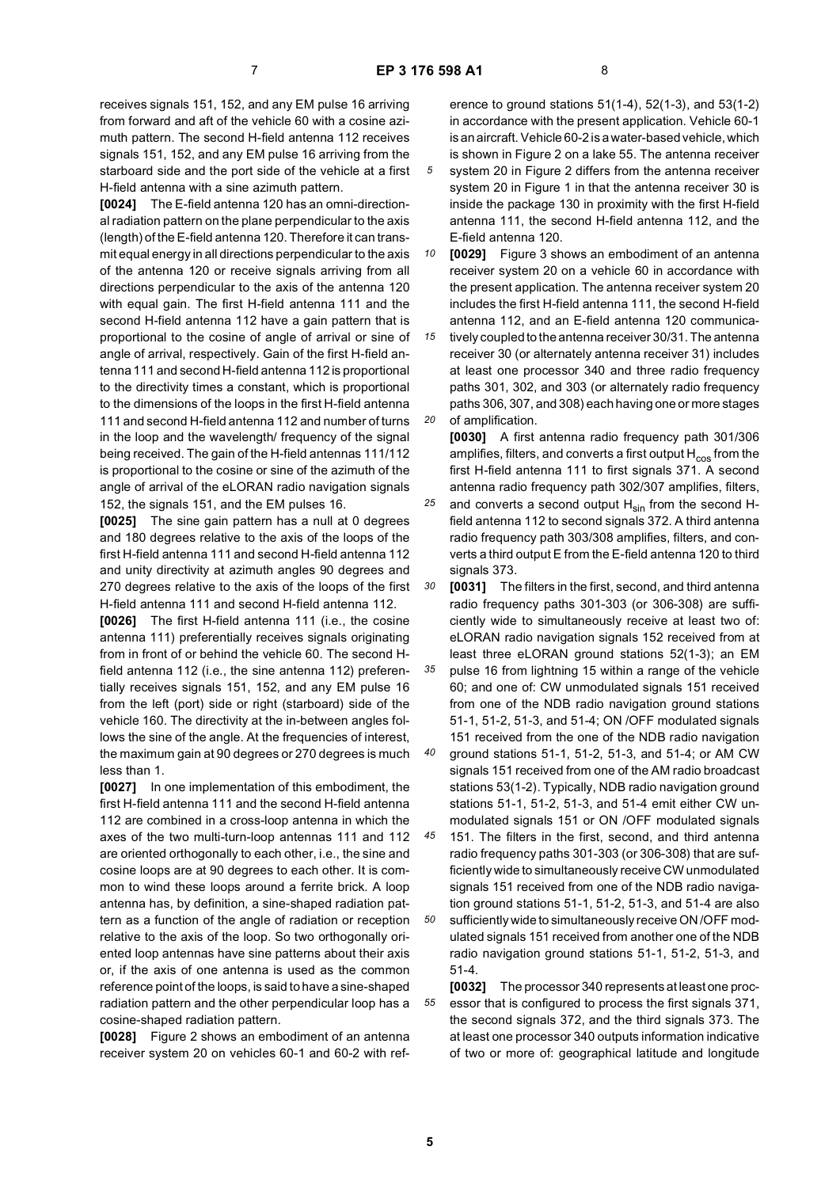receives signals 151, 152, and any EM pulse 16 arriving from forward and aft of the vehicle 60 with a cosine azimuth pattern. The second H-field antenna 112 receives signals 151, 152, and any EM pulse 16 arriving from the starboard side and the port side of the vehicle at a first H-field antenna with a sine azimuth pattern.

**[0024]** The E-field antenna 120 has an omni-directional radiation pattern on the plane perpendicular to the axis (length) of the E-field antenna 120. Therefore it can transmit equal energy in all directions perpendicular to the axis of the antenna 120 or receive signals arriving from all directions perpendicular to the axis of the antenna 120 with equal gain. The first H-field antenna 111 and the second H-field antenna 112 have a gain pattern that is proportional to the cosine of angle of arrival or sine of angle of arrival, respectively. Gain of the first H-field antenna 111 and second H-field antenna 112 is proportional to the directivity times a constant, which is proportional to the dimensions of the loops in the first H-field antenna 111 and second H-field antenna 112 and number of turns in the loop and the wavelength/ frequency of the signal being received. The gain of the H-field antennas 111/112 is proportional to the cosine or sine of the azimuth of the angle of arrival of the eLORAN radio navigation signals 152, the signals 151, and the EM pulses 16.

**[0025]** The sine gain pattern has a null at 0 degrees and 180 degrees relative to the axis of the loops of the first H-field antenna 111 and second H-field antenna 112 and unity directivity at azimuth angles 90 degrees and 270 degrees relative to the axis of the loops of the first H-field antenna 111 and second H-field antenna 112.

**[0026]** The first H-field antenna 111 (i.e., the cosine antenna 111) preferentially receives signals originating from in front of or behind the vehicle 60. The second H-field antenna 112 (i.e., the sine antenna 112) preferentially receives signals 151, 152, and any EM pulse 16 from the left (port) side or right (starboard) side of the vehicle 160. The directivity at the in-between angles follows the sine of the angle. At the frequencies of interest, the maximum gain at 90 degrees or 270 degrees is much less than 1.

**[0027]** In one implementation of this embodiment, the first H-field antenna 111 and the second H-field antenna 112 are combined in a cross-loop antenna in which the axes of the two multi-turn-loop antennas 111 and 112 are oriented orthogonally to each other, i.e., the sine and cosine loops are at 90 degrees to each other. It is common to wind these loops around a ferrite brick. A loop antenna has, by definition, a sine-shaped radiation pattern as a function of the angle of radiation or reception relative to the axis of the loop. So two orthogonally oriented loop antennas have sine patterns about their axis or, if the axis of one antenna is used as the common reference point of the loops, is said to have a sine-shaped radiation pattern and the other perpendicular loop has a cosine-shaped radiation pattern.

**[0028]** Figure 2 shows an embodiment of an antenna receiver system 20 on vehicles 60-1 and 60-2 with reference to ground stations 51(1-4), 52(1-3), and 53(1-2) in accordance with the present application. Vehicle 60-1 is an aircraft. Vehicle 60-2 is a water-based vehicle, which is shown in Figure 2 on a lake 55. The antenna receiver system 20 in Figure 2 differs from the antenna receiver system 20 in Figure 1 in that the antenna receiver 30 is inside the package 130 in proximity with the first H-field antenna 111, the second H-field antenna 112, and the E-field antenna 120.

**[0029]** Figure 3 shows an embodiment of an antenna receiver system 20 on a vehicle 60 in accordance with the present application. The antenna receiver system 20 includes the first H-field antenna 111, the second H-field antenna 112, and an E-field antenna 120 communicatively coupled to the antenna receiver 30/31. The antenna receiver 30 (or alternately antenna receiver 31) includes at least one processor 340 and three radio frequency paths 301, 302, and 303 (or alternately radio frequency paths 306, 307, and 308) each having one or more stages of amplification.

**[0030]** A first antenna radio frequency path 301/306 amplifies, filters, and converts a first output $H_{cos}$ from the first H-field antenna 111 to first signals 371. A second antenna radio frequency path 302/307 amplifies, filters, and converts a second output $H_{sin}$ from the second H-field antenna 112 to second signals 372. A third antenna radio frequency path 303/308 amplifies, filters, and converts a third output E from the E-field antenna 120 to third signals 373.

**[0031]** The filters in the first, second, and third antenna radio frequency paths 301-303 (or 306-308) are sufficiently wide to simultaneously receive at least two of: eLORAN radio navigation signals 152 received from at least three eLORAN ground stations 52(1-3); an EM pulse 16 from lightning 15 within a range of the vehicle 60; and one of: CW unmodulated signals 151 received from one of the NDB radio navigation ground stations 51-1, 51-2, 51-3, and 51-4; ON /OFF modulated signals 151 received from the one of the NDB radio navigation ground stations 51-1, 51-2, 51-3, and 51-4; or AM CW signals 151 received from one of the AM radio broadcast stations 53(1-2). Typically, NDB radio navigation ground stations 51-1, 51-2, 51-3, and 51-4 emit either CW unmodulated signals 151 or ON /OFF modulated signals 151. The filters in the first, second, and third antenna radio frequency paths 301-303 (or 306-308) that are sufficiently wide to simultaneously receive CW unmodulated signals 151 received from one of the NDB radio navigation ground stations 51-1, 51-2, 51-3, and 51-4 are also sufficiently wide to simultaneously receive ON /OFF modulated signals 151 received from another one of the NDB radio navigation ground stations 51-1, 51-2, 51-3, and 51-4.

**[0032]** The processor 340 represents at least one processor that is configured to process the first signals 371, the second signals 372, and the third signals 373. The at least one processor 340 outputs information indicative of two or more of: geographical latitude and longitude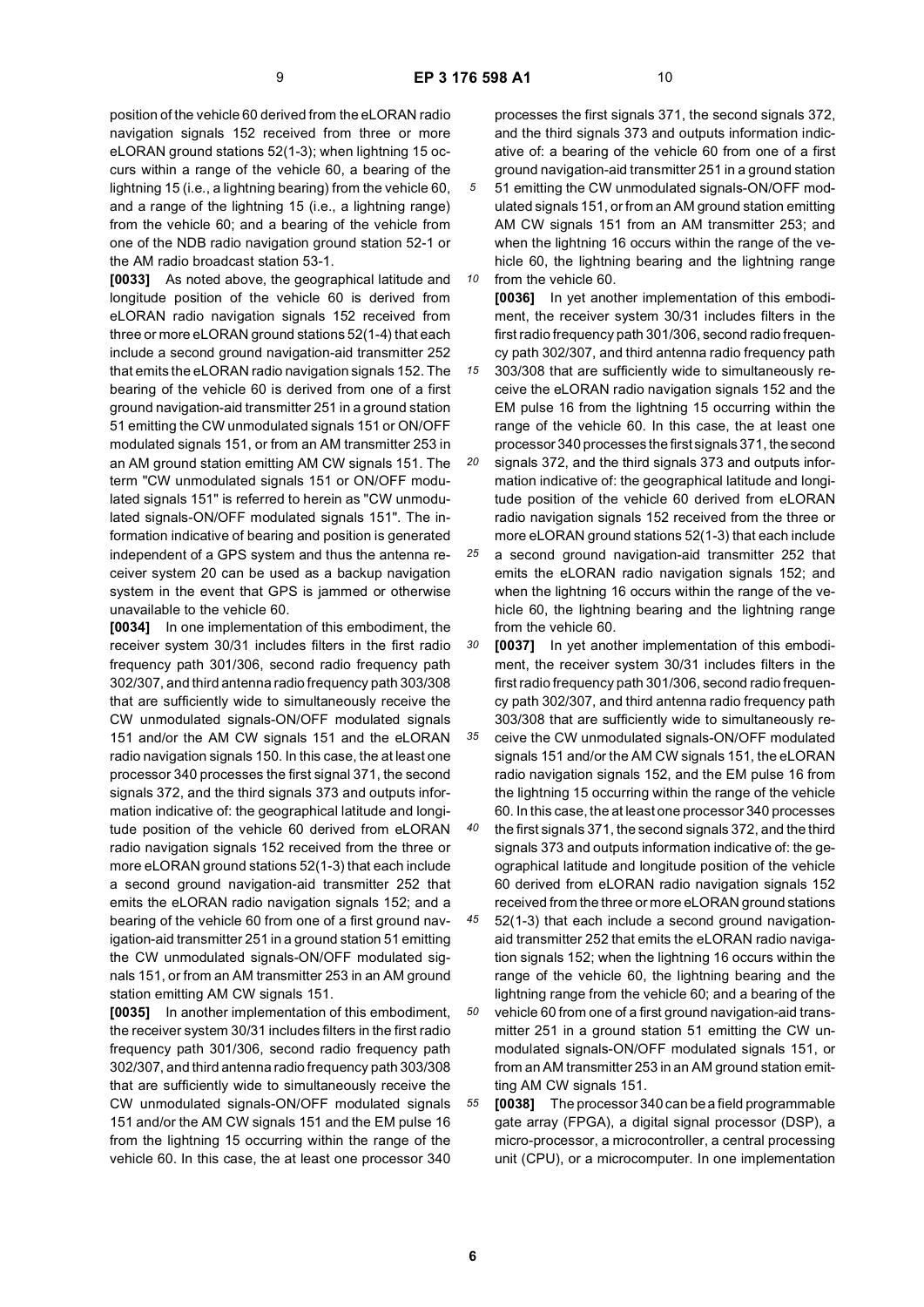position of the vehicle 60 derived from the eLORAN radio navigation signals 152 received from three or more eLORAN ground stations 52(1-3); when lightning 15 occurs within a range of the vehicle 60, a bearing of the lightning 15 (i.e., a lightning bearing) from the vehicle 60, and a range of the lightning 15 (i.e., a lightning range) from the vehicle 60; and a bearing of the vehicle from one of the NDB radio navigation ground station 52-1 or the AM radio broadcast station 53-1.

**[0033]** As noted above, the geographical latitude and longitude position of the vehicle 60 is derived from eLORAN radio navigation signals 152 received from three or more eLORAN ground stations 52(1-4) that each include a second ground navigation-aid transmitter 252 that emits the eLORAN radio navigation signals 152. The bearing of the vehicle 60 is derived from one of a first ground navigation-aid transmitter 251 in a ground station 51 emitting the CW unmodulated signals 151 or ON/OFF modulated signals 151, or from an AM transmitter 253 in an AM ground station emitting AM CW signals 151. The term "CW unmodulated signals 151 or ON/OFF modulated signals 151" is referred to herein as "CW unmodulated signals-ON/OFF modulated signals 151". The information indicative of bearing and position is generated independent of a GPS system and thus the antenna receiver system 20 can be used as a backup navigation system in the event that GPS is jammed or otherwise unavailable to the vehicle 60.

**[0034]** In one implementation of this embodiment, the receiver system 30/31 includes filters in the first radio frequency path 301/306, second radio frequency path 302/307, and third antenna radio frequency path 303/308 that are sufficiently wide to simultaneously receive the CW unmodulated signals-ON/OFF modulated signals 151 and/or the AM CW signals 151 and the eLORAN radio navigation signals 150. In this case, the at least one processor 340 processes the first signal 371, the second signals 372, and the third signals 373 and outputs information indicative of: the geographical latitude and longitude position of the vehicle 60 derived from eLORAN radio navigation signals 152 received from the three or more eLORAN ground stations 52(1-3) that each include a second ground navigation-aid transmitter 252 that emits the eLORAN radio navigation signals 152; and a bearing of the vehicle 60 from one of a first ground navigation-aid transmitter 251 in a ground station 51 emitting the CW unmodulated signals-ON/OFF modulated signals 151, or from an AM transmitter 253 in an AM ground station emitting AM CW signals 151.

**[0035]** In another implementation of this embodiment, the receiver system 30/31 includes filters in the first radio frequency path 301/306, second radio frequency path 302/307, and third antenna radio frequency path 303/308 that are sufficiently wide to simultaneously receive the CW unmodulated signals-ON/OFF modulated signals 151 and/or the AM CW signals 151 and the EM pulse 16 from the lightning 15 occurring within the range of the vehicle 60. In this case, the at least one processor 340 processes the first signals 371, the second signals 372, and the third signals 373 and outputs information indicative of: a bearing of the vehicle 60 from one of a first ground navigation-aid transmitter 251 in a ground station 51 emitting the CW unmodulated signals-ON/OFF modulated signals 151, or from an AM ground station emitting AM CW signals 151 from an AM transmitter 253; and when the lightning 16 occurs within the range of the vehicle 60, the lightning bearing and the lightning range from the vehicle 60.

**[0036]** In yet another implementation of this embodiment, the receiver system 30/31 includes filters in the first radio frequency path 301/306, second radio frequency path 302/307, and third antenna radio frequency path 303/308 that are sufficiently wide to simultaneously receive the eLORAN radio navigation signals 152 and the EM pulse 16 from the lightning 15 occurring within the range of the vehicle 60. In this case, the at least one processor 340 processes the first signals 371, the second signals 372, and the third signals 373 and outputs information indicative of: the geographical latitude and longitude position of the vehicle 60 derived from eLORAN radio navigation signals 152 received from the three or more eLORAN ground stations 52(1-3) that each include a second ground navigation-aid transmitter 252 that emits the eLORAN radio navigation signals 152; and when the lightning 16 occurs within the range of the vehicle 60, the lightning bearing and the lightning range from the vehicle 60.

**[0037]** In yet another implementation of this embodiment, the receiver system 30/31 includes filters in the first radio frequency path 301/306, second radio frequency path 302/307, and third antenna radio frequency path 303/308 that are sufficiently wide to simultaneously receive the CW unmodulated signals-ON/OFF modulated signals 151 and/or the AM CW signals 151, the eLORAN radio navigation signals 152, and the EM pulse 16 from the lightning 15 occurring within the range of the vehicle 60. In this case, the at least one processor 340 processes the first signals 371, the second signals 372, and the third signals 373 and outputs information indicative of: the geographical latitude and longitude position of the vehicle 60 derived from eLORAN radio navigation signals 152 received from the three or more eLORAN ground stations 52(1-3) that each include a second ground navigation-aid transmitter 252 that emits the eLORAN radio navigation signals 152; when the lightning 16 occurs within the range of the vehicle 60, the lightning bearing and the lightning range from the vehicle 60; and a bearing of the vehicle 60 from one of a first ground navigation-aid transmitter 251 in a ground station 51 emitting the CW unmodulated signals-ON/OFF modulated signals 151, or from an AM transmitter 253 in an AM ground station emitting AM CW signals 151.

**[0038]** The processor 340 can be a field programmable gate array (FPGA), a digital signal processor (DSP), a micro-processor, a microcontroller, a central processing unit (CPU), or a microcomputer. In one implementation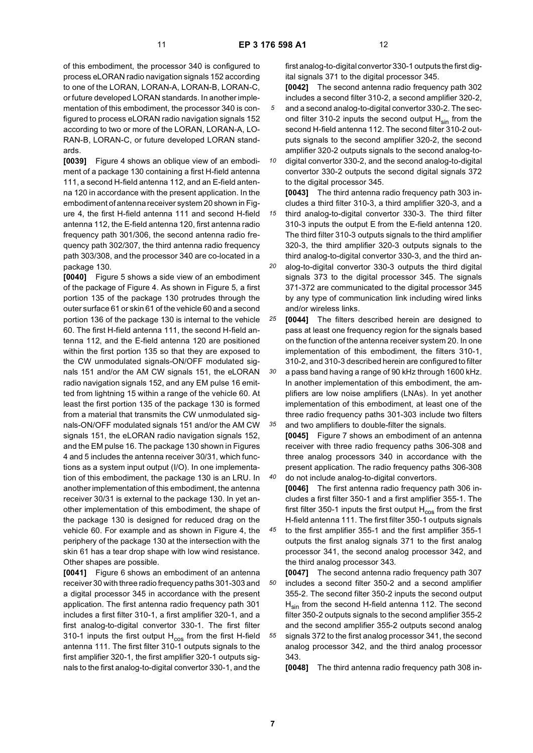of this embodiment, the processor 340 is configured to process eLORAN radio navigation signals 152 according to one of the LORAN, LORAN-A, LORAN-B, LORAN-C, or future developed LORAN standards. In another implementation of this embodiment, the processor 340 is configured to process eLORAN radio navigation signals 152 according to two or more of the LORAN, LORAN-A, LORAN-B, LORAN-C, or future developed LORAN standards.

**[0039]** Figure 4 shows an oblique view of an embodiment of a package 130 containing a first H-field antenna 111, a second H-field antenna 112, and an E-field antenna 120 in accordance with the present application. In the embodiment of antenna receiver system 20 shown in Figure 4, the first H-field antenna 111 and second H-field antenna 112, the E-field antenna 120, first antenna radio frequency path 301/306, the second antenna radio frequency path 302/307, the third antenna radio frequency path 303/308, and the processor 340 are co-located in a package 130.

**[0040]** Figure 5 shows a side view of an embodiment of the package of Figure 4. As shown in Figure 5, a first portion 135 of the package 130 protrudes through the outer surface 61 or skin 61 of the vehicle 60 and a second portion 136 of the package 130 is internal to the vehicle 60. The first H-field antenna 111, the second H-field antenna 112, and the E-field antenna 120 are positioned within the first portion 135 so that they are exposed to the CW unmodulated signals-ON/OFF modulated signals 151 and/or the AM CW signals 151, the eLORAN radio navigation signals 152, and any EM pulse 16 emitted from lightning 15 within a range of the vehicle 60. At least the first portion 135 of the package 130 is formed from a material that transmits the CW unmodulated signals-ON/OFF modulated signals 151 and/or the AM CW signals 151, the eLORAN radio navigation signals 152, and the EM pulse 16. The package 130 shown in Figures 4 and 5 includes the antenna receiver 30/31, which functions as a system input output (I/O). In one implementation of this embodiment, the package 130 is an LRU. In another implementation of this embodiment, the antenna receiver 30/31 is external to the package 130. In yet another implementation of this embodiment, the shape of the package 130 is designed for reduced drag on the vehicle 60. For example and as shown in Figure 4, the periphery of the package 130 at the intersection with the skin 61 has a tear drop shape with low wind resistance. Other shapes are possible.

**[0041]** Figure 6 shows an embodiment of an antenna receiver 30 with three radio frequency paths 301-303 and a digital processor 345 in accordance with the present application. The first antenna radio frequency path 301 includes a first filter 310-1, a first amplifier 320-1, and a first analog-to-digital convertor 330-1. The first filter 310-1 inputs the first output $H_{cos}$ from the first H-field antenna 111. The first filter 310-1 outputs signals to the first amplifier 320-1, the first amplifier 320-1 outputs signals to the first analog-to-digital convertor 330-1, and the first analog-to-digital convertor 330-1 outputs the first digital signals 371 to the digital processor 345.

**[0042]** The second antenna radio frequency path 302 includes a second filter 310-2, a second amplifier 320-2, and a second analog-to-digital convertor 330-2. The second filter 310-2 inputs the second output $H_{sin}$ from the second H-field antenna 112. The second filter 310-2 outputs signals to the second amplifier 320-2, the second amplifier 320-2 outputs signals to the second analog-to-digital convertor 330-2, and the second analog-to-digital convertor 330-2 outputs the second digital signals 372 to the digital processor 345.

**[0043]** The third antenna radio frequency path 303 includes a third filter 310-3, a third amplifier 320-3, and a third analog-to-digital convertor 330-3. The third filter 310-3 inputs the output E from the E-field antenna 120. The third filter 310-3 outputs signals to the third amplifier 320-3, the third amplifier 320-3 outputs signals to the third analog-to-digital convertor 330-3, and the third analog-to-digital convertor 330-3 outputs the third digital signals 373 to the digital processor 345. The signals 371-372 are communicated to the digital processor 345 by any type of communication link including wired links and/or wireless links.

**[0044]** The filters described herein are designed to pass at least one frequency region for the signals based on the function of the antenna receiver system 20. In one implementation of this embodiment, the filters 310-1, 310-2, and 310-3 described herein are configured to filter a pass band having a range of 90 kHz through 1600 kHz. In another implementation of this embodiment, the amplifiers are low noise amplifiers (LNAs). In yet another implementation of this embodiment, at least one of the three radio frequency paths 301-303 include two filters and two amplifiers to double-filter the signals.

**[0045]** Figure 7 shows an embodiment of an antenna receiver with three radio frequency paths 306-308 and three analog processors 340 in accordance with the present application. The radio frequency paths 306-308 do not include analog-to-digital convertors.

**[0046]** The first antenna radio frequency path 306 includes a first filter 350-1 and a first amplifier 355-1. The first filter 350-1 inputs the first output $H_{cos}$ from the first H-field antenna 111. The first filter 350-1 outputs signals to the first amplifier 355-1 and the first amplifier 355-1 outputs the first analog signals 371 to the first analog processor 341, the second analog processor 342, and the third analog processor 343.

**[0047]** The second antenna radio frequency path 307 includes a second filter 350-2 and a second amplifier 355-2. The second filter 350-2 inputs the second output $H_{sin}$ from the second H-field antenna 112. The second filter 350-2 outputs signals to the second amplifier 355-2 and the second amplifier 355-2 outputs second analog signals 372 to the first analog processor 341, the second analog processor 342, and the third analog processor 343.

**[0048]** The third antenna radio frequency path 308 in-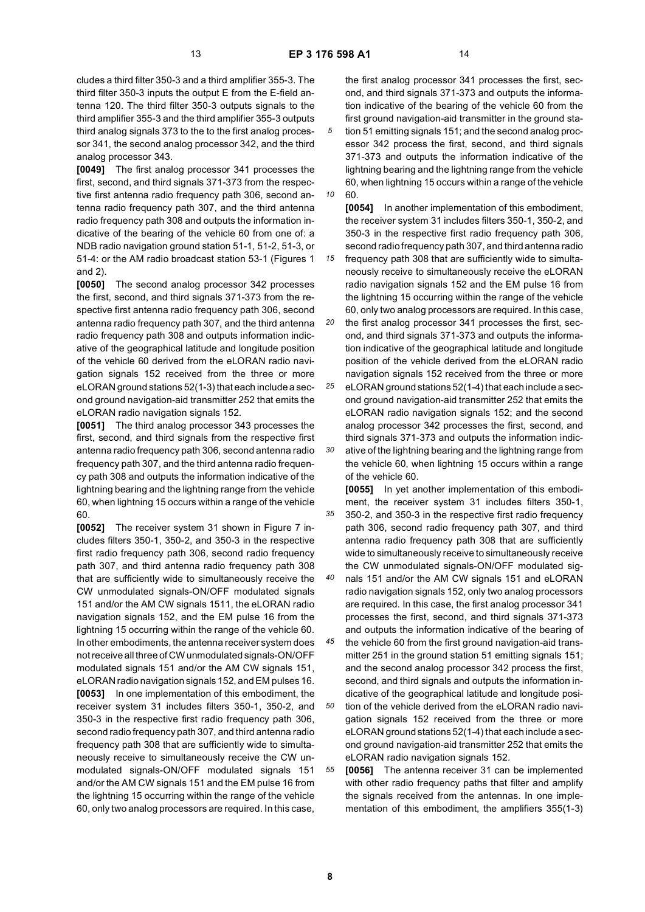cludes a third filter 350-3 and a third amplifier 355-3. The third filter 350-3 inputs the output E from the E-field antenna 120. The third filter 350-3 outputs signals to the third amplifier 355-3 and the third amplifier 355-3 outputs third analog signals 373 to the to the first analog processor 341, the second analog processor 342, and the third analog processor 343.

**[0049]** The first analog processor 341 processes the first, second, and third signals 371-373 from the respective first antenna radio frequency path 306, second antenna radio frequency path 307, and the third antenna radio frequency path 308 and outputs the information indicative of the bearing of the vehicle 60 from one of: a NDB radio navigation ground station 51-1, 51-2, 51-3, or 51-4: or the AM radio broadcast station 53-1 (Figures 1 and 2).

**[0050]** The second analog processor 342 processes the first, second, and third signals 371-373 from the respective first antenna radio frequency path 306, second antenna radio frequency path 307, and the third antenna radio frequency path 308 and outputs information indicative of the geographical latitude and longitude position of the vehicle 60 derived from the eLORAN radio navigation signals 152 received from the three or more eLORAN ground stations 52(1-3) that each include a second ground navigation-aid transmitter 252 that emits the eLORAN radio navigation signals 152.

**[0051]** The third analog processor 343 processes the first, second, and third signals from the respective first antenna radio frequency path 306, second antenna radio frequency path 307, and the third antenna radio frequency path 308 and outputs the information indicative of the lightning bearing and the lightning range from the vehicle 60, when lightning 15 occurs within a range of the vehicle 60.

**[0052]** The receiver system 31 shown in Figure 7 includes filters 350-1, 350-2, and 350-3 in the respective first radio frequency path 306, second radio frequency path 307, and third antenna radio frequency path 308 that are sufficiently wide to simultaneously receive the CW unmodulated signals-ON/OFF modulated signals 151 and/or the AM CW signals 1511, the eLORAN radio navigation signals 152, and the EM pulse 16 from the lightning 15 occurring within the range of the vehicle 60. In other embodiments, the antenna receiver system does not receive all three of CW unmodulated signals-ON/OFF modulated signals 151 and/or the AM CW signals 151, eLORAN radio navigation signals 152, and EM pulses 16.

**[0053]** In one implementation of this embodiment, the receiver system 31 includes filters 350-1, 350-2, and 350-3 in the respective first radio frequency path 306, second radio frequency path 307, and third antenna radio frequency path 308 that are sufficiently wide to simultaneously receive to simultaneously receive the CW unmodulated signals-ON/OFF modulated signals 151 and/or the AM CW signals 151 and the EM pulse 16 from the lightning 15 occurring within the range of the vehicle 60, only two analog processors are required. In this case, the first analog processor 341 processes the first, second, and third signals 371-373 and outputs the information indicative of the bearing of the vehicle 60 from the first ground navigation-aid transmitter in the ground station 51 emitting signals 151; and the second analog processor 342 process the first, second, and third signals 371-373 and outputs the information indicative of the lightning bearing and the lightning range from the vehicle 60, when lightning 15 occurs within a range of the vehicle 60.

**[0054]** In another implementation of this embodiment, the receiver system 31 includes filters 350-1, 350-2, and 350-3 in the respective first radio frequency path 306, second radio frequency path 307, and third antenna radio frequency path 308 that are sufficiently wide to simultaneously receive to simultaneously receive the eLORAN radio navigation signals 152 and the EM pulse 16 from the lightning 15 occurring within the range of the vehicle 60, only two analog processors are required. In this case, the first analog processor 341 processes the first, second, and third signals 371-373 and outputs the information indicative of the geographical latitude and longitude position of the vehicle derived from the eLORAN radio navigation signals 152 received from the three or more eLORAN ground stations 52(1-4) that each include a second ground navigation-aid transmitter 252 that emits the eLORAN radio navigation signals 152; and the second analog processor 342 processes the first, second, and third signals 371-373 and outputs the information indicative of the lightning bearing and the lightning range from the vehicle 60, when lightning 15 occurs within a range of the vehicle 60.

**[0055]** In yet another implementation of this embodiment, the receiver system 31 includes filters 350-1, 350-2, and 350-3 in the respective first radio frequency path 306, second radio frequency path 307, and third antenna radio frequency path 308 that are sufficiently wide to simultaneously receive to simultaneously receive the CW unmodulated signals-ON/OFF modulated signals 151 and/or the AM CW signals 151 and eLORAN radio navigation signals 152, only two analog processors are required. In this case, the first analog processor 341 processes the first, second, and third signals 371-373 and outputs the information indicative of the bearing of the vehicle 60 from the first ground navigation-aid transmitter 251 in the ground station 51 emitting signals 151; and the second analog processor 342 process the first, second, and third signals and outputs the information indicative of the geographical latitude and longitude position of the vehicle derived from the eLORAN radio navigation signals 152 received from the three or more eLORAN ground stations 52(1-4) that each include a second ground navigation-aid transmitter 252 that emits the eLORAN radio navigation signals 152.

**[0056]** The antenna receiver 31 can be implemented with other radio frequency paths that filter and amplify the signals received from the antennas. In one implementation of this embodiment, the amplifiers 355(1-3)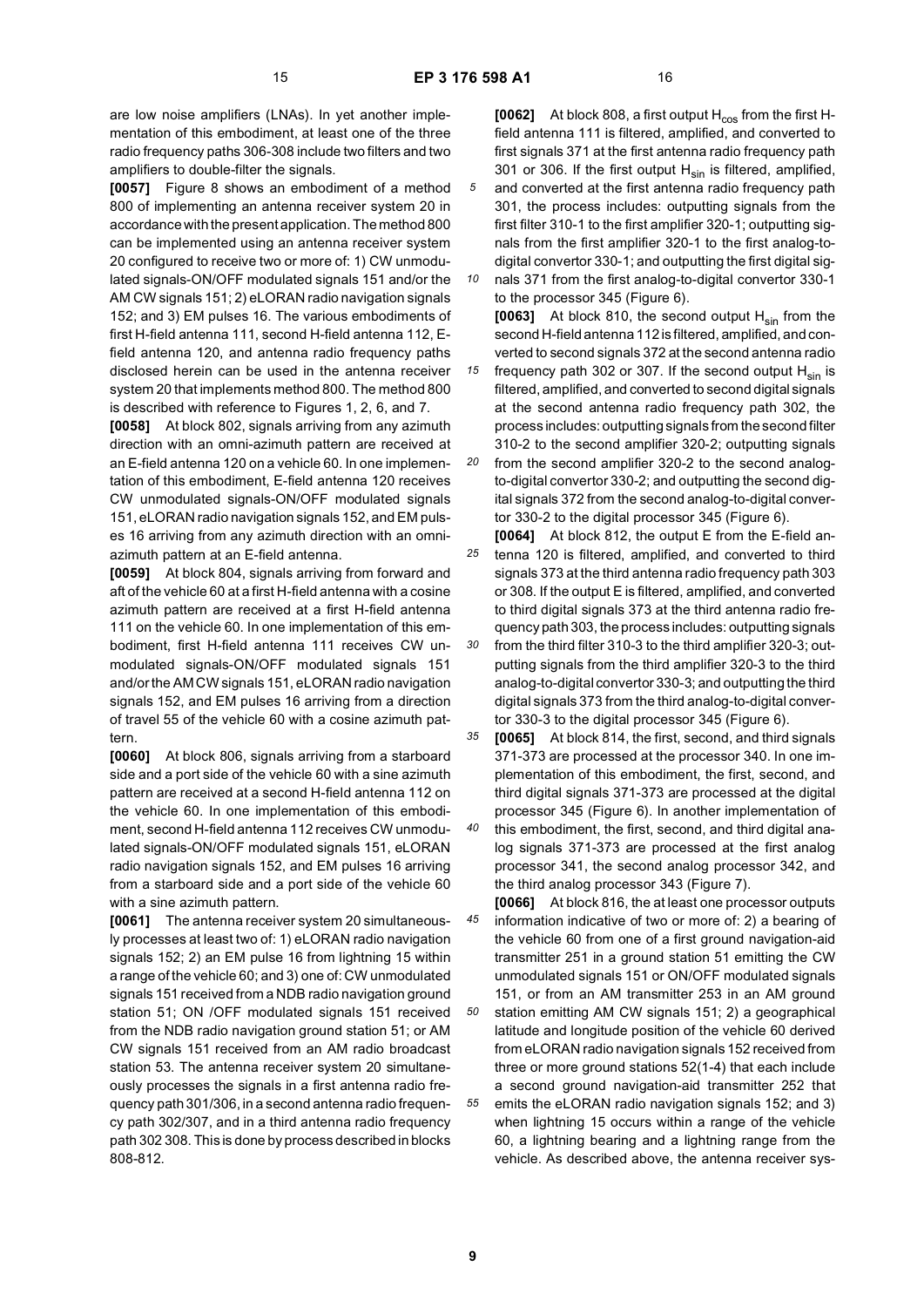are low noise amplifiers (LNAs). In yet another implementation of this embodiment, at least one of the three radio frequency paths 306-308 include two filters and two amplifiers to double-filter the signals.

**[0057]** Figure 8 shows an embodiment of a method 800 of implementing an antenna receiver system 20 in accordance with the present application. The method 800 can be implemented using an antenna receiver system 20 configured to receive two or more of: 1) CW unmodulated signals-ON/OFF modulated signals 151 and/or the AM CW signals 151; 2) eLORAN radio navigation signals 152; and 3) EM pulses 16. The various embodiments of first H-field antenna 111, second H-field antenna 112, E-field antenna 120, and antenna radio frequency paths disclosed herein can be used in the antenna receiver system 20 that implements method 800. The method 800 is described with reference to Figures 1, 2, 6, and 7.

**[0058]** At block 802, signals arriving from any azimuth direction with an omni-azimuth pattern are received at an E-field antenna 120 on a vehicle 60. In one implementation of this embodiment, E-field antenna 120 receives CW unmodulated signals-ON/OFF modulated signals 151, eLORAN radio navigation signals 152, and EM pulses 16 arriving from any azimuth direction with an omni-azimuth pattern at an E-field antenna.

**[0059]** At block 804, signals arriving from forward and aft of the vehicle 60 at a first H-field antenna with a cosine azimuth pattern are received at a first H-field antenna 111 on the vehicle 60. In one implementation of this embodiment, first H-field antenna 111 receives CW unmodulated signals-ON/OFF modulated signals 151 and/or the AM CW signals 151, eLORAN radio navigation signals 152, and EM pulses 16 arriving from a direction of travel 55 of the vehicle 60 with a cosine azimuth pattern.

**[0060]** At block 806, signals arriving from a starboard side and a port side of the vehicle 60 with a sine azimuth pattern are received at a second H-field antenna 112 on the vehicle 60. In one implementation of this embodiment, second H-field antenna 112 receives CW unmodulated signals-ON/OFF modulated signals 151, eLORAN radio navigation signals 152, and EM pulses 16 arriving from a starboard side and a port side of the vehicle 60 with a sine azimuth pattern.

**[0061]** The antenna receiver system 20 simultaneously processes at least two of: 1) eLORAN radio navigation signals 152; 2) an EM pulse 16 from lightning 15 within a range of the vehicle 60; and 3) one of: CW unmodulated signals 151 received from a NDB radio navigation ground station 51; ON /OFF modulated signals 151 received from the NDB radio navigation ground station 51; or AM CW signals 151 received from an AM radio broadcast station 53. The antenna receiver system 20 simultaneously processes the signals in a first antenna radio frequency path 301/306, in a second antenna radio frequency path 302/307, and in a third antenna radio frequency path 302 308. This is done by process described in blocks 808-812.

**[0062]** At block 808, a first output $H_{cos}$ from the first H-field antenna 111 is filtered, amplified, and converted to first signals 371 at the first antenna radio frequency path 301 or 306. If the first output $H_{sin}$ is filtered, amplified, and converted at the first antenna radio frequency path 301, the process includes: outputting signals from the first filter 310-1 to the first amplifier 320-1; outputting signals from the first amplifier 320-1 to the first analog-to-digital convertor 330-1; and outputting the first digital signals 371 from the first analog-to-digital convertor 330-1 to the processor 345 (Figure 6).

**[0063]** At block 810, the second output $H_{sin}$ from the second H-field antenna 112 is filtered, amplified, and converted to second signals 372 at the second antenna radio frequency path 302 or 307. If the second output $H_{sin}$ is filtered, amplified, and converted to second digital signals at the second antenna radio frequency path 302, the process includes: outputting signals from the second filter 310-2 to the second amplifier 320-2; outputting signals from the second amplifier 320-2 to the second analog-to-digital convertor 330-2; and outputting the second digital signals 372 from the second analog-to-digital convertor 330-2 to the digital processor 345 (Figure 6).

**[0064]** At block 812, the output E from the E-field antenna 120 is filtered, amplified, and converted to third signals 373 at the third antenna radio frequency path 303 or 308. If the output E is filtered, amplified, and converted to third digital signals 373 at the third antenna radio frequency path 303, the process includes: outputting signals from the third filter 310-3 to the third amplifier 320-3; outputting signals from the third amplifier 320-3 to the third analog-to-digital convertor 330-3; and outputting the third digital signals 373 from the third analog-to-digital convertor 330-3 to the digital processor 345 (Figure 6).

**[0065]** At block 814, the first, second, and third signals 371-373 are processed at the processor 340. In one implementation of this embodiment, the first, second, and third digital signals 371-373 are processed at the digital processor 345 (Figure 6). In another implementation of this embodiment, the first, second, and third digital analog signals 371-373 are processed at the first analog processor 341, the second analog processor 342, and the third analog processor 343 (Figure 7).

**[0066]** At block 816, the at least one processor outputs information indicative of two or more of: 2) a bearing of the vehicle 60 from one of a first ground navigation-aid transmitter 251 in a ground station 51 emitting the CW unmodulated signals 151 or ON/OFF modulated signals 151, or from an AM transmitter 253 in an AM ground station emitting AM CW signals 151; 2) a geographical latitude and longitude position of the vehicle 60 derived from eLORAN radio navigation signals 152 received from three or more ground stations 52(1-4) that each include a second ground navigation-aid transmitter 252 that emits the eLORAN radio navigation signals 152; and 3) when lightning 15 occurs within a range of the vehicle 60, a lightning bearing and a lightning range from the vehicle. As described above, the antenna receiver sys-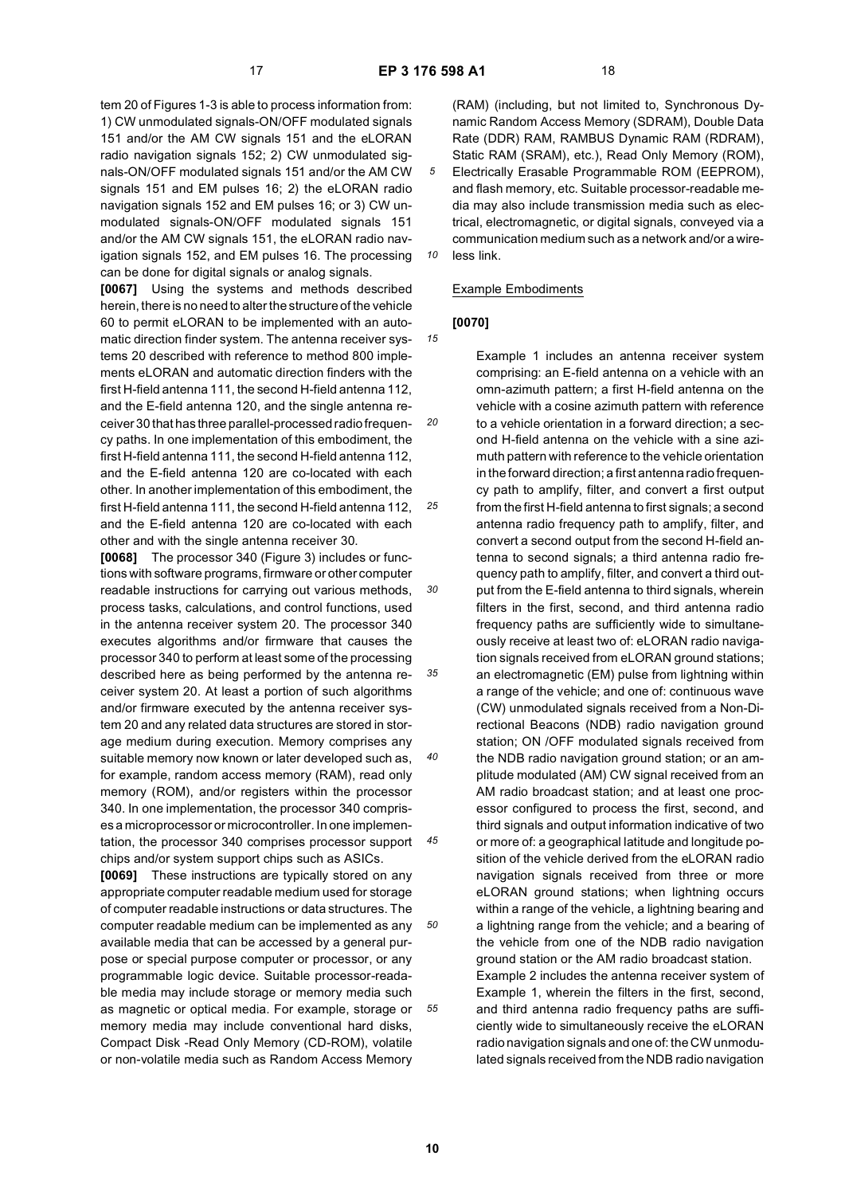tem 20 of Figures 1-3 is able to process information from: 1) CW unmodulated signals-ON/OFF modulated signals 151 and/or the AM CW signals 151 and the eLORAN radio navigation signals 152; 2) CW unmodulated signals-ON/OFF modulated signals 151 and/or the AM CW signals 151 and EM pulses 16; 2) the eLORAN radio navigation signals 152 and EM pulses 16; or 3) CW unmodulated signals-ON/OFF modulated signals 151 and/or the AM CW signals 151, the eLORAN radio navigation signals 152, and EM pulses 16. The processing can be done for digital signals or analog signals.

**[0067]** Using the systems and methods described herein, there is no need to alter the structure of the vehicle 60 to permit eLORAN to be implemented with an automatic direction finder system. The antenna receiver systems 20 described with reference to method 800 implements eLORAN and automatic direction finders with the first H-field antenna 111, the second H-field antenna 112, and the E-field antenna 120, and the single antenna receiver 30 that has three parallel-processed radio frequency paths. In one implementation of this embodiment, the first H-field antenna 111, the second H-field antenna 112, and the E-field antenna 120 are co-located with each other. In another implementation of this embodiment, the first H-field antenna 111, the second H-field antenna 112, and the E-field antenna 120 are co-located with each other and with the single antenna receiver 30.

**[0068]** The processor 340 (Figure 3) includes or functions with software programs, firmware or other computer readable instructions for carrying out various methods, process tasks, calculations, and control functions, used in the antenna receiver system 20. The processor 340 executes algorithms and/or firmware that causes the processor 340 to perform at least some of the processing described here as being performed by the antenna receiver system 20. At least a portion of such algorithms and/or firmware executed by the antenna receiver system 20 and any related data structures are stored in storage medium during execution. Memory comprises any suitable memory now known or later developed such as, for example, random access memory (RAM), read only memory (ROM), and/or registers within the processor 340. In one implementation, the processor 340 comprises a microprocessor or microcontroller. In one implementation, the processor 340 comprises processor support chips and/or system support chips such as ASICs.

**[0069]** These instructions are typically stored on any appropriate computer readable medium used for storage of computer readable instructions or data structures. The computer readable medium can be implemented as any available media that can be accessed by a general purpose or special purpose computer or processor, or any programmable logic device. Suitable processor-readable media may include storage or memory media such as magnetic or optical media. For example, storage or memory media may include conventional hard disks, Compact Disk -Read Only Memory (CD-ROM), volatile or non-volatile media such as Random Access Memory (RAM) (including, but not limited to, Synchronous Dynamic Random Access Memory (SDRAM), Double Data Rate (DDR) RAM, RAMBUS Dynamic RAM (RDRAM), Static RAM (SRAM), etc.), Read Only Memory (ROM), Electrically Erasable Programmable ROM (EEPROM), and flash memory, etc. Suitable processor-readable media may also include transmission media such as electrical, electromagnetic, or digital signals, conveyed via a communication medium such as a network and/or a wireless link.

## Example Embodiments

**[0070]**

Example 1 includes an antenna receiver system comprising: an E-field antenna on a vehicle with an omn-azimuth pattern; a first H-field antenna on the vehicle with a cosine azimuth pattern with reference to a vehicle orientation in a forward direction; a second H-field antenna on the vehicle with a sine azimuth pattern with reference to the vehicle orientation in the forward direction; a first antenna radio frequency path to amplify, filter, and convert a first output from the first H-field antenna to first signals; a second antenna radio frequency path to amplify, filter, and convert a second output from the second H-field antenna to second signals; a third antenna radio frequency path to amplify, filter, and convert a third output from the E-field antenna to third signals, wherein filters in the first, second, and third antenna radio frequency paths are sufficiently wide to simultaneously receive at least two of: eLORAN radio navigation signals received from eLORAN ground stations; an electromagnetic (EM) pulse from lightning within a range of the vehicle; and one of: continuous wave (CW) unmodulated signals received from a Non-Directional Beacons (NDB) radio navigation ground station; ON /OFF modulated signals received from the NDB radio navigation ground station; or an amplitude modulated (AM) CW signal received from an AM radio broadcast station; and at least one processor configured to process the first, second, and third signals and output information indicative of two or more of: a geographical latitude and longitude position of the vehicle derived from the eLORAN radio navigation signals received from three or more eLORAN ground stations; when lightning occurs within a range of the vehicle, a lightning bearing and a lightning range from the vehicle; and a bearing of the vehicle from one of the NDB radio navigation ground station or the AM radio broadcast station.

Example 2 includes the antenna receiver system of Example 1, wherein the filters in the first, second, and third antenna radio frequency paths are sufficiently wide to simultaneously receive the eLORAN radio navigation signals and one of: the CW unmodulated signals received from the NDB radio navigation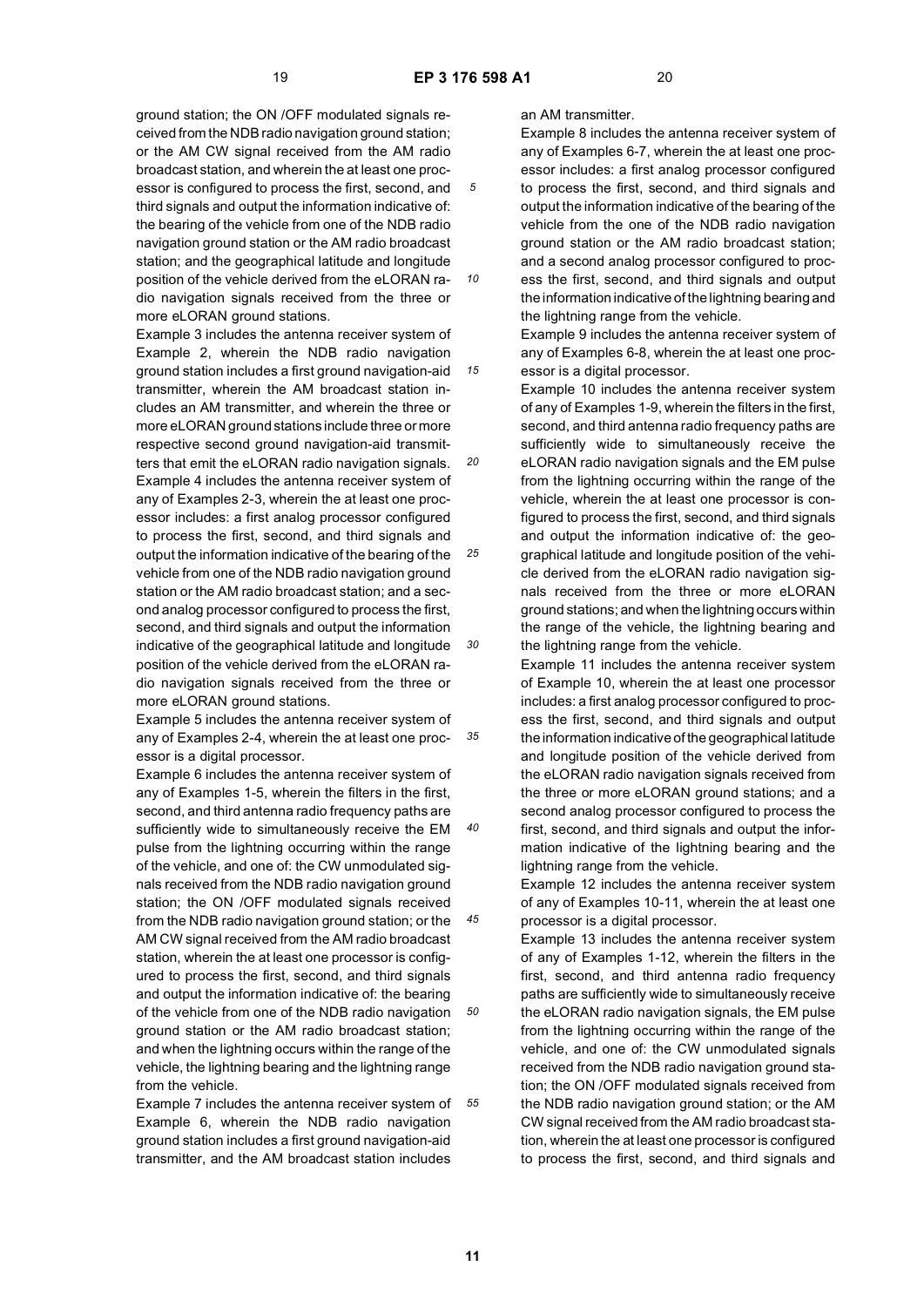ground station; the ON /OFF modulated signals received from the NDB radio navigation ground station; or the AM CW signal received from the AM radio broadcast station, and wherein the at least one processor is configured to process the first, second, and third signals and output the information indicative of: the bearing of the vehicle from one of the NDB radio navigation ground station or the AM radio broadcast station; and the geographical latitude and longitude position of the vehicle derived from the eLORAN radio navigation signals received from the three or more eLORAN ground stations.

Example 3 includes the antenna receiver system of Example 2, wherein the NDB radio navigation ground station includes a first ground navigation-aid transmitter, wherein the AM broadcast station includes an AM transmitter, and wherein the three or more eLORAN ground stations include three or more respective second ground navigation-aid transmitters that emit the eLORAN radio navigation signals.

Example 4 includes the antenna receiver system of any of Examples 2-3, wherein the at least one processor includes: a first analog processor configured to process the first, second, and third signals and output the information indicative of the bearing of the vehicle from one of the NDB radio navigation ground station or the AM radio broadcast station; and a second analog processor configured to process the first, second, and third signals and output the information indicative of the geographical latitude and longitude position of the vehicle derived from the eLORAN radio navigation signals received from the three or more eLORAN ground stations.

Example 5 includes the antenna receiver system of any of Examples 2-4, wherein the at least one processor is a digital processor.

Example 6 includes the antenna receiver system of any of Examples 1-5, wherein the filters in the first, second, and third antenna radio frequency paths are sufficiently wide to simultaneously receive the EM pulse from the lightning occurring within the range of the vehicle, and one of: the CW unmodulated signals received from the NDB radio navigation ground station; the ON /OFF modulated signals received from the NDB radio navigation ground station; or the AM CW signal received from the AM radio broadcast station, wherein the at least one processor is configured to process the first, second, and third signals and output the information indicative of: the bearing of the vehicle from one of the NDB radio navigation ground station or the AM radio broadcast station; and when the lightning occurs within the range of the vehicle, the lightning bearing and the lightning range from the vehicle.

Example 7 includes the antenna receiver system of Example 6, wherein the NDB radio navigation ground station includes a first ground navigation-aid transmitter, and the AM broadcast station includes an AM transmitter.

Example 8 includes the antenna receiver system of any of Examples 6-7, wherein the at least one processor includes: a first analog processor configured to process the first, second, and third signals and output the information indicative of the bearing of the vehicle from the one of the NDB radio navigation ground station or the AM radio broadcast station; and a second analog processor configured to process the first, second, and third signals and output the information indicative of the lightning bearing and the lightning range from the vehicle.

Example 9 includes the antenna receiver system of any of Examples 6-8, wherein the at least one processor is a digital processor.

Example 10 includes the antenna receiver system of any of Examples 1-9, wherein the filters in the first, second, and third antenna radio frequency paths are sufficiently wide to simultaneously receive the eLORAN radio navigation signals and the EM pulse from the lightning occurring within the range of the vehicle, wherein the at least one processor is configured to process the first, second, and third signals and output the information indicative of: the geographical latitude and longitude position of the vehicle derived from the eLORAN radio navigation signals received from the three or more eLORAN ground stations; and when the lightning occurs within the range of the vehicle, the lightning bearing and the lightning range from the vehicle.

Example 11 includes the antenna receiver system of Example 10, wherein the at least one processor includes: a first analog processor configured to process the first, second, and third signals and output the information indicative of the geographical latitude and longitude position of the vehicle derived from the eLORAN radio navigation signals received from the three or more eLORAN ground stations; and a second analog processor configured to process the first, second, and third signals and output the information indicative of the lightning bearing and the lightning range from the vehicle.

Example 12 includes the antenna receiver system of any of Examples 10-11, wherein the at least one processor is a digital processor.

Example 13 includes the antenna receiver system of any of Examples 1-12, wherein the filters in the first, second, and third antenna radio frequency paths are sufficiently wide to simultaneously receive the eLORAN radio navigation signals, the EM pulse from the lightning occurring within the range of the vehicle, and one of: the CW unmodulated signals received from the NDB radio navigation ground station; the ON /OFF modulated signals received from the NDB radio navigation ground station; or the AM CW signal received from the AM radio broadcast station, wherein the at least one processor is configured to process the first, second, and third signals and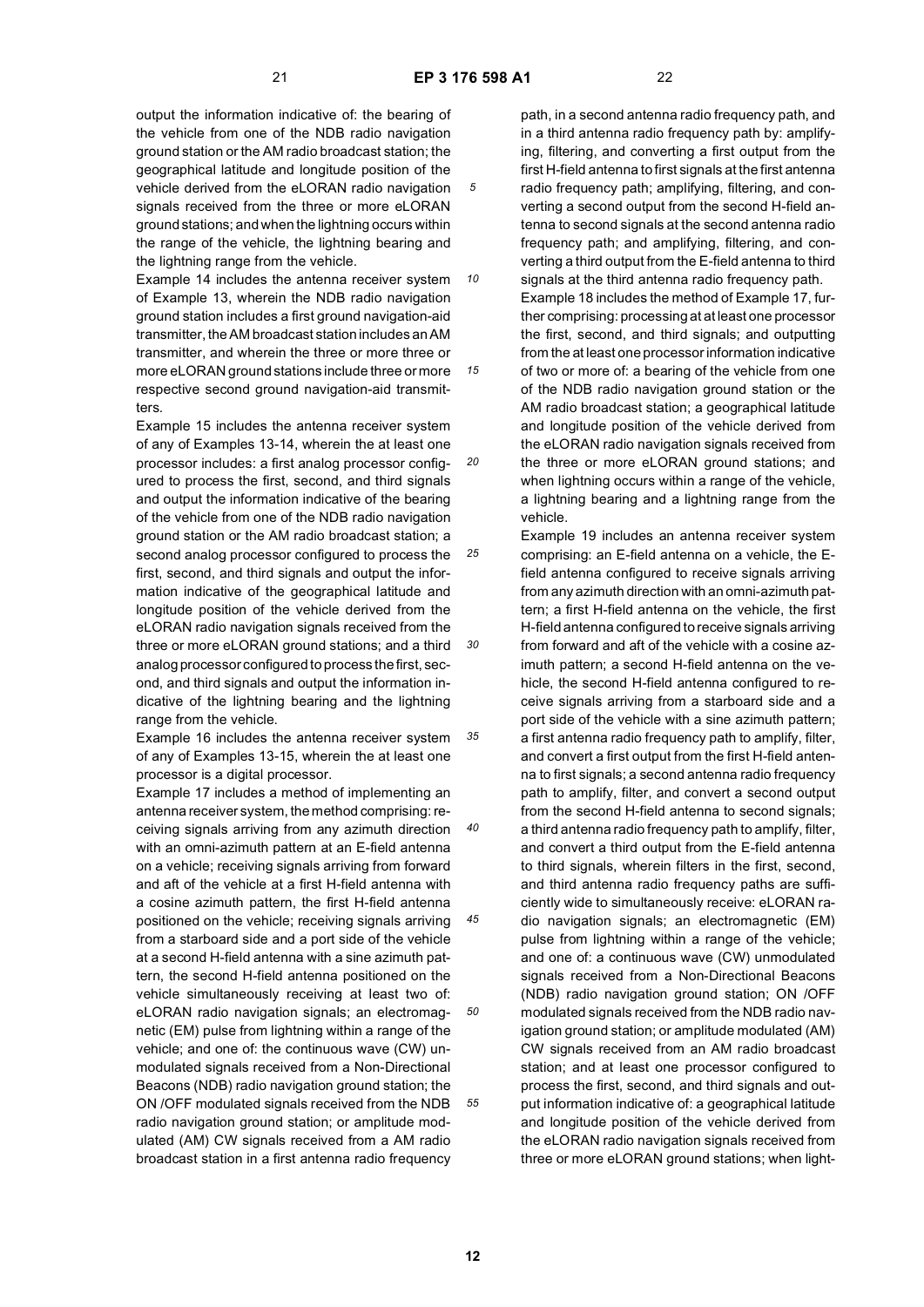output the information indicative of: the bearing of the vehicle from one of the NDB radio navigation ground station or the AM radio broadcast station; the geographical latitude and longitude position of the vehicle derived from the eLORAN radio navigation signals received from the three or more eLORAN ground stations; and when the lightning occurs within the range of the vehicle, the lightning bearing and the lightning range from the vehicle.

Example 14 includes the antenna receiver system of Example 13, wherein the NDB radio navigation ground station includes a first ground navigation-aid transmitter, the AM broadcast station includes an AM transmitter, and wherein the three or more three or more eLORAN ground stations include three or more respective second ground navigation-aid transmitters.

Example 15 includes the antenna receiver system of any of Examples 13-14, wherein the at least one processor includes: a first analog processor configured to process the first, second, and third signals and output the information indicative of the bearing of the vehicle from one of the NDB radio navigation ground station or the AM radio broadcast station; a second analog processor configured to process the first, second, and third signals and output the information indicative of the geographical latitude and longitude position of the vehicle derived from the eLORAN radio navigation signals received from the three or more eLORAN ground stations; and a third analog processor configured to process the first, second, and third signals and output the information indicative of the lightning bearing and the lightning range from the vehicle.

Example 16 includes the antenna receiver system of any of Examples 13-15, wherein the at least one processor is a digital processor.

Example 17 includes a method of implementing an antenna receiver system, the method comprising: receiving signals arriving from any azimuth direction with an omni-azimuth pattern at an E-field antenna on a vehicle; receiving signals arriving from forward and aft of the vehicle at a first H-field antenna with a cosine azimuth pattern, the first H-field antenna positioned on the vehicle; receiving signals arriving from a starboard side and a port side of the vehicle at a second H-field antenna with a sine azimuth pattern, the second H-field antenna positioned on the vehicle simultaneously receiving at least two of: eLORAN radio navigation signals; an electromagnetic (EM) pulse from lightning within a range of the vehicle; and one of: the continuous wave (CW) unmodulated signals received from a Non-Directional Beacons (NDB) radio navigation ground station; the ON /OFF modulated signals received from the NDB radio navigation ground station; or amplitude modulated (AM) CW signals received from a AM radio broadcast station in a first antenna radio frequency path, in a second antenna radio frequency path, and in a third antenna radio frequency path by: amplifying, filtering, and converting a first output from the first H-field antenna to first signals at the first antenna radio frequency path; amplifying, filtering, and converting a second output from the second H-field antenna to second signals at the second antenna radio frequency path; and amplifying, filtering, and converting a third output from the E-field antenna to third signals at the third antenna radio frequency path.

Example 18 includes the method of Example 17, further comprising: processing at at least one processor the first, second, and third signals; and outputting from the at least one processor information indicative of two or more of: a bearing of the vehicle from one of the NDB radio navigation ground station or the AM radio broadcast station; a geographical latitude and longitude position of the vehicle derived from the eLORAN radio navigation signals received from the three or more eLORAN ground stations; and when lightning occurs within a range of the vehicle, a lightning bearing and a lightning range from the vehicle.

Example 19 includes an antenna receiver system comprising: an E-field antenna on a vehicle, the E-field antenna configured to receive signals arriving from any azimuth direction with an omni-azimuth pattern; a first H-field antenna on the vehicle, the first H-field antenna configured to receive signals arriving from forward and aft of the vehicle with a cosine azimuth pattern; a second H-field antenna on the vehicle, the second H-field antenna configured to receive signals arriving from a starboard side and a port side of the vehicle with a sine azimuth pattern; a first antenna radio frequency path to amplify, filter, and convert a first output from the first H-field antenna to first signals; a second antenna radio frequency path to amplify, filter, and convert a second output from the second H-field antenna to second signals; a third antenna radio frequency path to amplify, filter, and convert a third output from the E-field antenna to third signals, wherein filters in the first, second, and third antenna radio frequency paths are sufficiently wide to simultaneously receive: eLORAN radio navigation signals; an electromagnetic (EM) pulse from lightning within a range of the vehicle; and one of: a continuous wave (CW) unmodulated signals received from a Non-Directional Beacons (NDB) radio navigation ground station; ON /OFF modulated signals received from the NDB radio navigation ground station; or amplitude modulated (AM) CW signals received from an AM radio broadcast station; and at least one processor configured to process the first, second, and third signals and output information indicative of: a geographical latitude and longitude position of the vehicle derived from the eLORAN radio navigation signals received from three or more eLORAN ground stations; when light-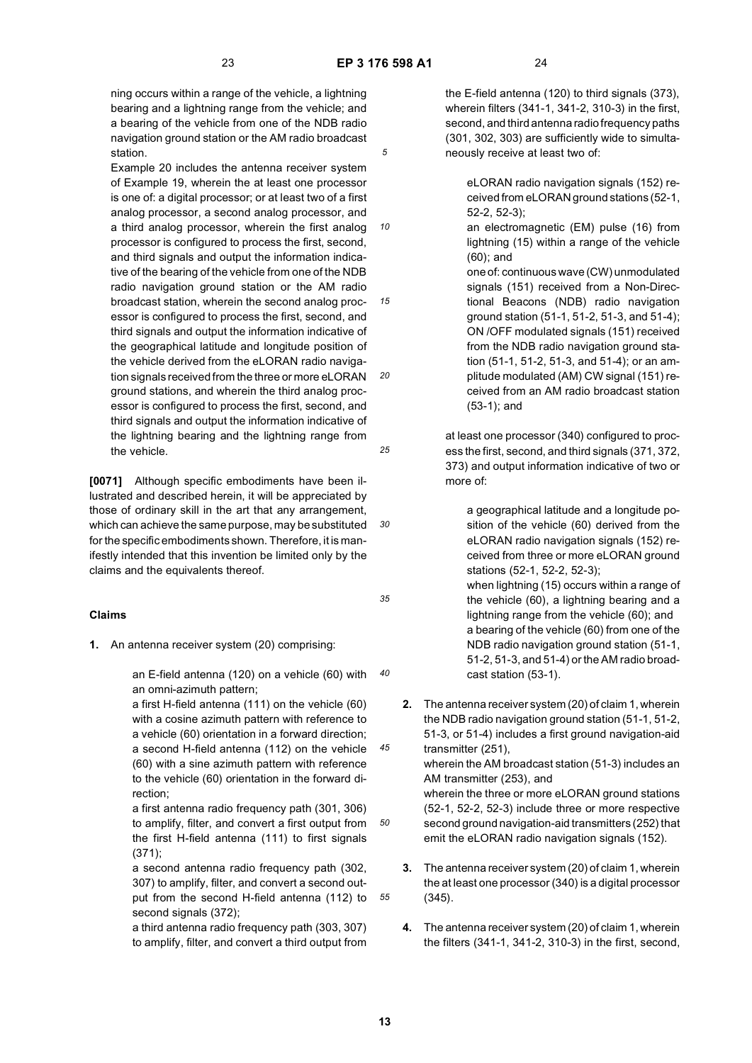ning occurs within a range of the vehicle, a lightning bearing and a lightning range from the vehicle; and a bearing of the vehicle from one of the NDB radio navigation ground station or the AM radio broadcast station.

Example 20 includes the antenna receiver system of Example 19, wherein the at least one processor is one of: a digital processor; or at least two of a first analog processor, a second analog processor, and a third analog processor, wherein the first analog processor is configured to process the first, second, and third signals and output the information indicative of the bearing of the vehicle from one of the NDB radio navigation ground station or the AM radio broadcast station, wherein the second analog processor is configured to process the first, second, and third signals and output the information indicative of the geographical latitude and longitude position of the vehicle derived from the eLORAN radio navigation signals received from the three or more eLORAN ground stations, and wherein the third analog processor is configured to process the first, second, and third signals and output the information indicative of the lightning bearing and the lightning range from the vehicle.

**[0071]** Although specific embodiments have been illustrated and described herein, it will be appreciated by those of ordinary skill in the art that any arrangement, which can achieve the same purpose, may be substituted for the specific embodiments shown. Therefore, it is manifestly intended that this invention be limited only by the claims and the equivalents thereof.

## Claims

**1.** An antenna receiver system (20) comprising:

an E-field antenna (120) on a vehicle (60) with an omni-azimuth pattern;

a first H-field antenna (111) on the vehicle (60) with a cosine azimuth pattern with reference to a vehicle (60) orientation in a forward direction;

a second H-field antenna (112) on the vehicle (60) with a sine azimuth pattern with reference to the vehicle (60) orientation in the forward direction;

a first antenna radio frequency path (301, 306) to amplify, filter, and convert a first output from the first H-field antenna (111) to first signals (371);

a second antenna radio frequency path (302, 307) to amplify, filter, and convert a second output from the second H-field antenna (112) to second signals (372);

a third antenna radio frequency path (303, 307) to amplify, filter, and convert a third output from the E-field antenna (120) to third signals (373), wherein filters (341-1, 341-2, 310-3) in the first, second, and third antenna radio frequency paths (301, 302, 303) are sufficiently wide to simultaneously receive at least two of:

eLORAN radio navigation signals (152) received from eLORAN ground stations (52-1, 52-2, 52-3);

an electromagnetic (EM) pulse (16) from lightning (15) within a range of the vehicle (60); and

one of: continuous wave (CW) unmodulated signals (151) received from a Non-Directional Beacons (NDB) radio navigation ground station (51-1, 51-2, 51-3, and 51-4); ON /OFF modulated signals (151) received from the NDB radio navigation ground station (51-1, 51-2, 51-3, and 51-4); or an amplitude modulated (AM) CW signal (151) received from an AM radio broadcast station (53-1); and

at least one processor (340) configured to process the first, second, and third signals (371, 372, 373) and output information indicative of two or more of:

a geographical latitude and a longitude position of the vehicle (60) derived from the eLORAN radio navigation signals (152) received from three or more eLORAN ground stations (52-1, 52-2, 52-3);

when lightning (15) occurs within a range of the vehicle (60), a lightning bearing and a lightning range from the vehicle (60); and

a bearing of the vehicle (60) from one of the NDB radio navigation ground station (51-1, 51-2, 51-3, and 51-4) or the AM radio broadcast station (53-1).

**2.** The antenna receiver system (20) of claim 1, wherein the NDB radio navigation ground station (51-1, 51-2, 51-3, or 51-4) includes a first ground navigation-aid transmitter (251),

wherein the AM broadcast station (51-3) includes an AM transmitter (253), and

wherein the three or more eLORAN ground stations (52-1, 52-2, 52-3) include three or more respective second ground navigation-aid transmitters (252) that emit the eLORAN radio navigation signals (152).

**3.** The antenna receiver system (20) of claim 1, wherein the at least one processor (340) is a digital processor (345).

**4.** The antenna receiver system (20) of claim 1, wherein the filters (341-1, 341-2, 310-3) in the first, second,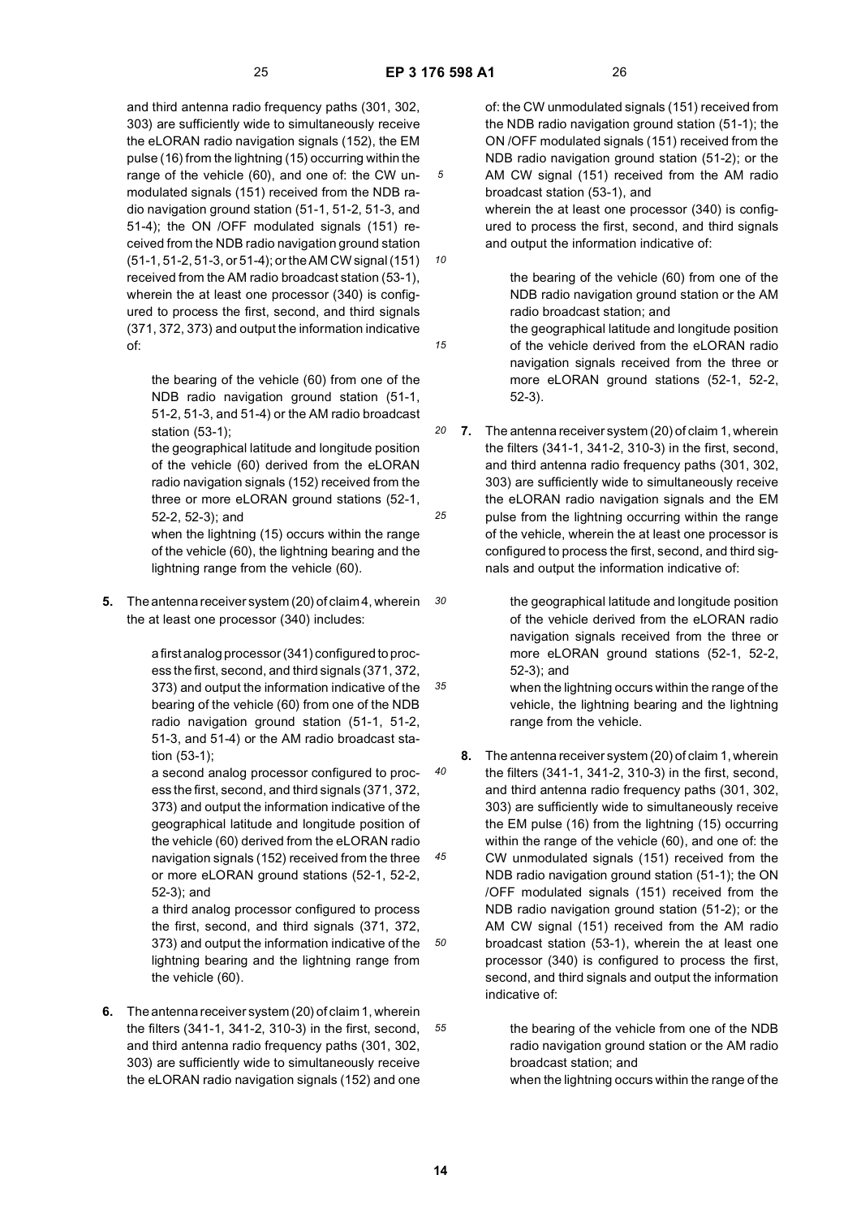and third antenna radio frequency paths (301, 302, 303) are sufficiently wide to simultaneously receive the eLORAN radio navigation signals (152), the EM pulse (16) from the lightning (15) occurring within the range of the vehicle (60), and one of: the CW unmodulated signals (151) received from the NDB radio navigation ground station (51-1, 51-2, 51-3, and 51-4); the ON /OFF modulated signals (151) received from the NDB radio navigation ground station (51-1, 51-2, 51-3, or 51-4); or the AM CW signal (151) received from the AM radio broadcast station (53-1), wherein the at least one processor (340) is configured to process the first, second, and third signals (371, 372, 373) and output the information indicative of:

the bearing of the vehicle (60) from one of the NDB radio navigation ground station (51-1, 51-2, 51-3, and 51-4) or the AM radio broadcast station (53-1);

the geographical latitude and longitude position of the vehicle (60) derived from the eLORAN radio navigation signals (152) received from the three or more eLORAN ground stations (52-1, 52-2, 52-3); and

when the lightning (15) occurs within the range of the vehicle (60), the lightning bearing and the lightning range from the vehicle (60).

**5.** The antenna receiver system (20) of claim 4, wherein the at least one processor (340) includes:

a first analog processor (341) configured to process the first, second, and third signals (371, 372, 373) and output the information indicative of the bearing of the vehicle (60) from one of the NDB radio navigation ground station (51-1, 51-2, 51-3, and 51-4) or the AM radio broadcast station (53-1);

a second analog processor configured to process the first, second, and third signals (371, 372, 373) and output the information indicative of the geographical latitude and longitude position of the vehicle (60) derived from the eLORAN radio navigation signals (152) received from the three or more eLORAN ground stations (52-1, 52-2, 52-3); and

a third analog processor configured to process the first, second, and third signals (371, 372, 373) and output the information indicative of the lightning bearing and the lightning range from the vehicle (60).

**6.** The antenna receiver system (20) of claim 1, wherein the filters (341-1, 341-2, 310-3) in the first, second, and third antenna radio frequency paths (301, 302, 303) are sufficiently wide to simultaneously receive the eLORAN radio navigation signals (152) and one of: the CW unmodulated signals (151) received from the NDB radio navigation ground station (51-1); the ON /OFF modulated signals (151) received from the NDB radio navigation ground station (51-2); or the AM CW signal (151) received from the AM radio broadcast station (53-1), and

wherein the at least one processor (340) is configured to process the first, second, and third signals and output the information indicative of:

the bearing of the vehicle (60) from one of the NDB radio navigation ground station or the AM radio broadcast station; and

the geographical latitude and longitude position of the vehicle derived from the eLORAN radio navigation signals received from the three or more eLORAN ground stations (52-1, 52-2, 52-3).

**7.** The antenna receiver system (20) of claim 1, wherein the filters (341-1, 341-2, 310-3) in the first, second, and third antenna radio frequency paths (301, 302, 303) are sufficiently wide to simultaneously receive the eLORAN radio navigation signals and the EM pulse from the lightning occurring within the range of the vehicle, wherein the at least one processor is configured to process the first, second, and third signals and output the information indicative of:

the geographical latitude and longitude position of the vehicle derived from the eLORAN radio navigation signals received from the three or more eLORAN ground stations (52-1, 52-2, 52-3); and

when the lightning occurs within the range of the vehicle, the lightning bearing and the lightning range from the vehicle.

**8.** The antenna receiver system (20) of claim 1, wherein the filters (341-1, 341-2, 310-3) in the first, second, and third antenna radio frequency paths (301, 302, 303) are sufficiently wide to simultaneously receive the EM pulse (16) from the lightning (15) occurring within the range of the vehicle (60), and one of: the CW unmodulated signals (151) received from the NDB radio navigation ground station (51-1); the ON /OFF modulated signals (151) received from the NDB radio navigation ground station (51-2); or the AM CW signal (151) received from the AM radio broadcast station (53-1), wherein the at least one processor (340) is configured to process the first, second, and third signals and output the information indicative of:

the bearing of the vehicle from one of the NDB radio navigation ground station or the AM radio broadcast station; and

when the lightning occurs within the range of the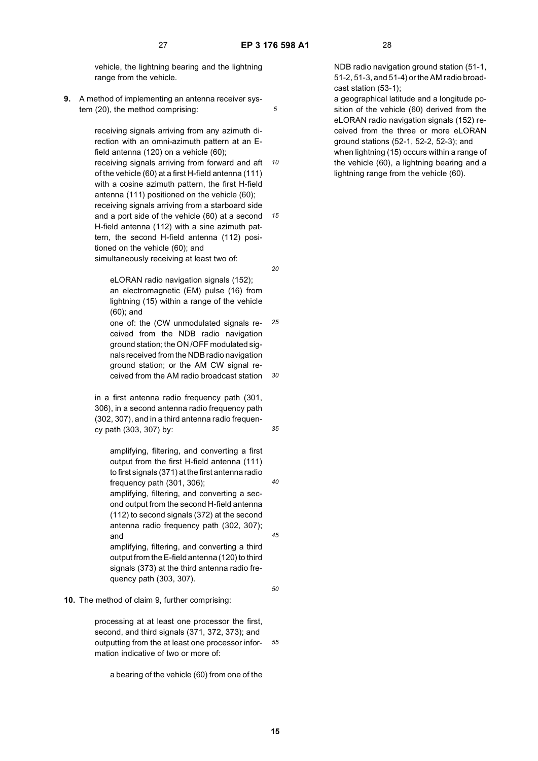vehicle, the lightning bearing and the lightning range from the vehicle.

**9.** A method of implementing an antenna receiver system (20), the method comprising:

receiving signals arriving from any azimuth direction with an omni-azimuth pattern at an E-field antenna (120) on a vehicle (60);
receiving signals arriving from forward and aft of the vehicle (60) at a first H-field antenna (111) with a cosine azimuth pattern, the first H-field antenna (111) positioned on the vehicle (60);
receiving signals arriving from a starboard side and a port side of the vehicle (60) at a second H-field antenna (112) with a sine azimuth pattern, the second H-field antenna (112) positioned on the vehicle (60); and
simultaneously receiving at least two of:

eLORAN radio navigation signals (152);
an electromagnetic (EM) pulse (16) from lightning (15) within a range of the vehicle (60); and
one of: the (CW unmodulated signals received from the NDB radio navigation ground station; the ON /OFF modulated signals received from the NDB radio navigation ground station; or the AM CW signal received from the AM radio broadcast station

in a first antenna radio frequency path (301, 306), in a second antenna radio frequency path (302, 307), and in a third antenna radio frequency path (303, 307) by:

amplifying, filtering, and converting a first output from the first H-field antenna (111) to first signals (371) at the first antenna radio frequency path (301, 306);
amplifying, filtering, and converting a second output from the second H-field antenna (112) to second signals (372) at the second antenna radio frequency path (302, 307); and
amplifying, filtering, and converting a third output from the E-field antenna (120) to third signals (373) at the third antenna radio frequency path (303, 307).

**10.** The method of claim 9, further comprising:

processing at at least one processor the first, second, and third signals (371, 372, 373); and
outputting from the at least one processor information indicative of two or more of:

a bearing of the vehicle (60) from one of the NDB radio navigation ground station (51-1, 51-2, 51-3, and 51-4) or the AM radio broadcast station (53-1);
a geographical latitude and a longitude position of the vehicle (60) derived from the eLORAN radio navigation signals (152) received from the three or more eLORAN ground stations (52-1, 52-2, 52-3); and
when lightning (15) occurs within a range of the vehicle (60), a lightning bearing and a lightning range from the vehicle (60).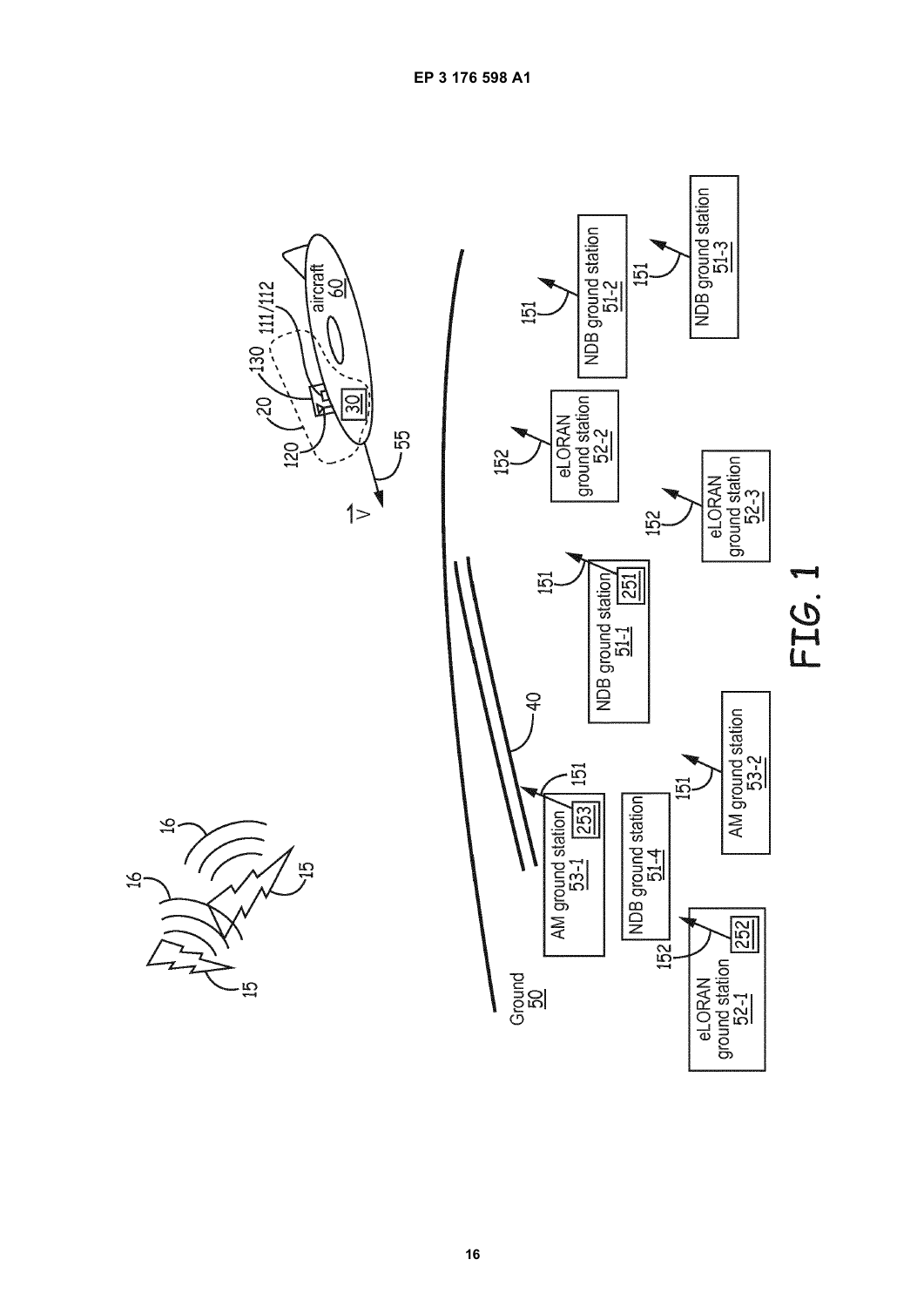FIG. 1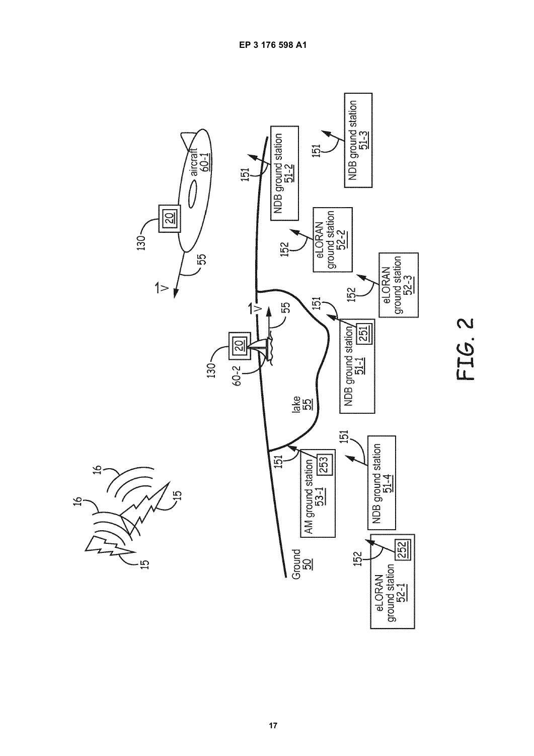FIG. 2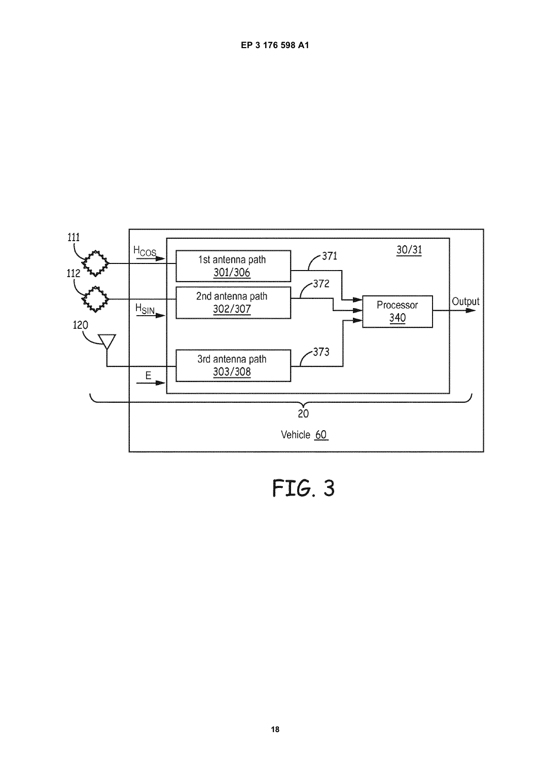FIG. 3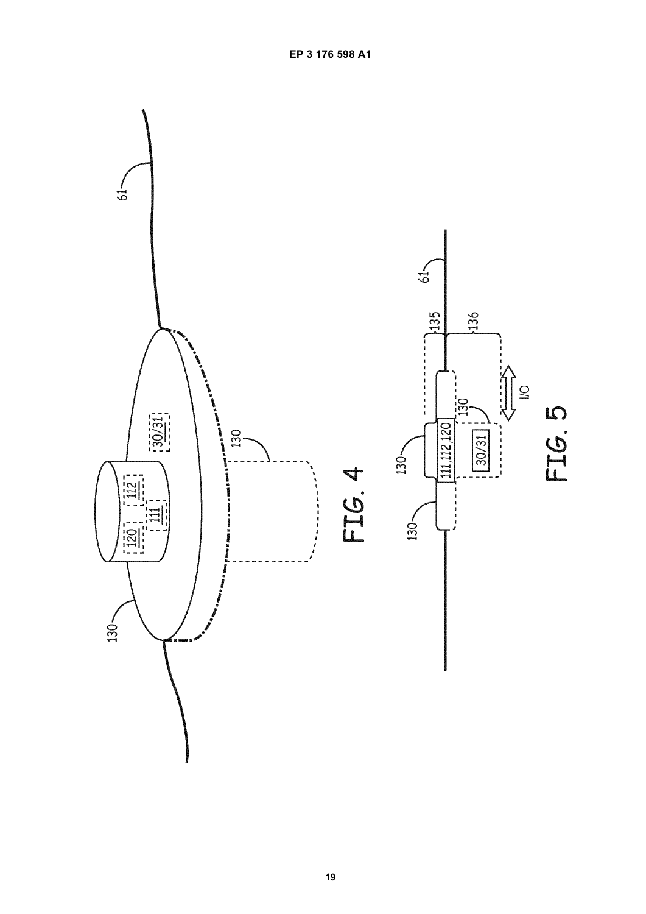FIG. 4

FIG. 5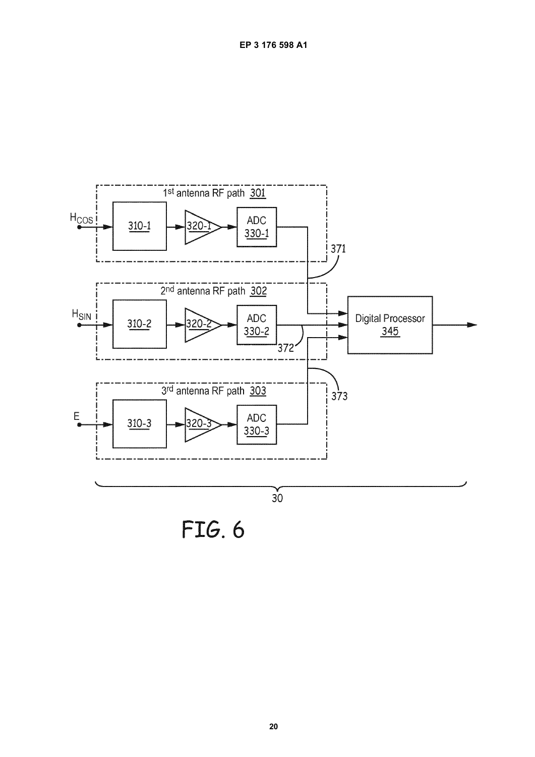1st antenna RF path 301

$H_{COS}$ → 310-1 → 320-1 → ADC 330-1

2nd antenna RF path 302

$H_{SIN}$ → 310-2 → 320-2 → ADC 330-2

3rd antenna RF path 303

E → 310-3 → 320-3 → ADC 330-3

371

372

373

Digital Processor 345

30

FIG. 6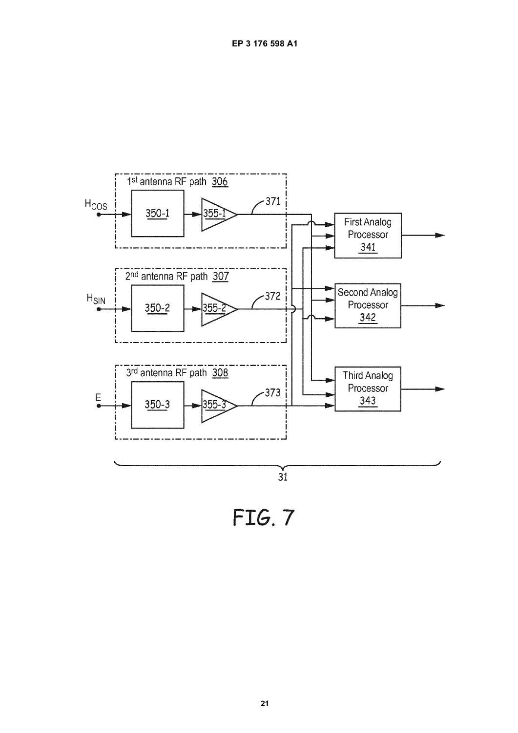1[st] antenna RF path 306

$H_{COS}$

350-1

355-1

371

2[nd] antenna RF path 307

$H_{SIN}$

350-2

355-2

372

3[rd] antenna RF path 308

E

350-3

355-3

373

First Analog Processor 341

Second Analog Processor 342

Third Analog Processor 343

31

FIG. 7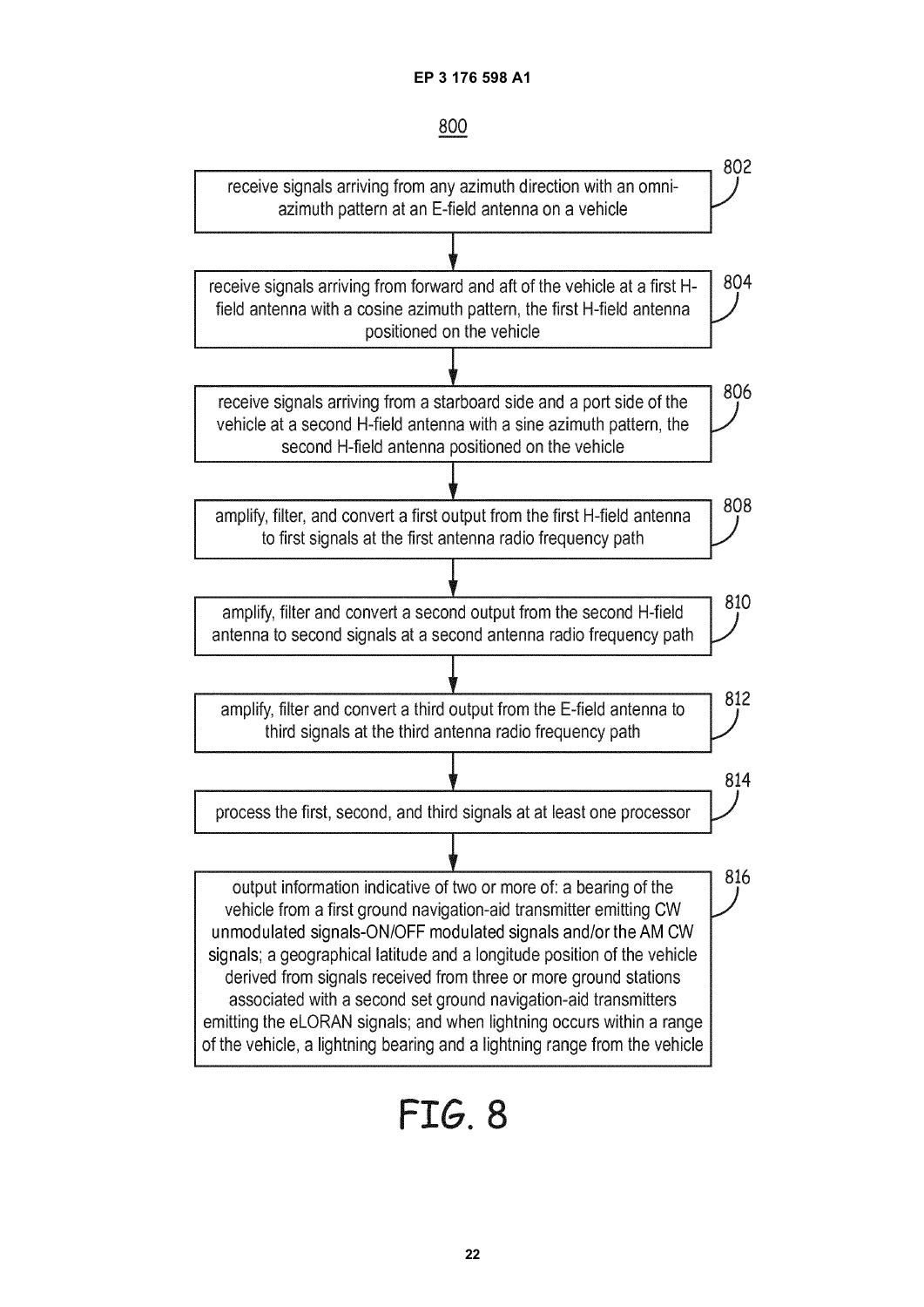800

802 — receive signals arriving from any azimuth direction with an omni-azimuth pattern at an E-field antenna on a vehicle

↓

804 — receive signals arriving from forward and aft of the vehicle at a first H-field antenna with a cosine azimuth pattern, the first H-field antenna positioned on the vehicle

↓

806 — receive signals arriving from a starboard side and a port side of the vehicle at a second H-field antenna with a sine azimuth pattern, the second H-field antenna positioned on the vehicle

↓

808 — amplify, filter, and convert a first output from the first H-field antenna to first signals at the first antenna radio frequency path

↓

810 — amplify, filter and convert a second output from the second H-field antenna to second signals at a second antenna radio frequency path

↓

812 — amplify, filter and convert a third output from the E-field antenna to third signals at the third antenna radio frequency path

↓

814 — process the first, second, and third signals at at least one processor

↓

816 — output information indicative of two or more of: a bearing of the vehicle from a first ground navigation-aid transmitter emitting CW unmodulated signals-ON/OFF modulated signals and/or the AM CW signals; a geographical latitude and a longitude position of the vehicle derived from signals received from three or more ground stations associated with a second set ground navigation-aid transmitters emitting the eLORAN signals; and when lightning occurs within a range of the vehicle, a lightning bearing and a lightning range from the vehicle

FIG. 8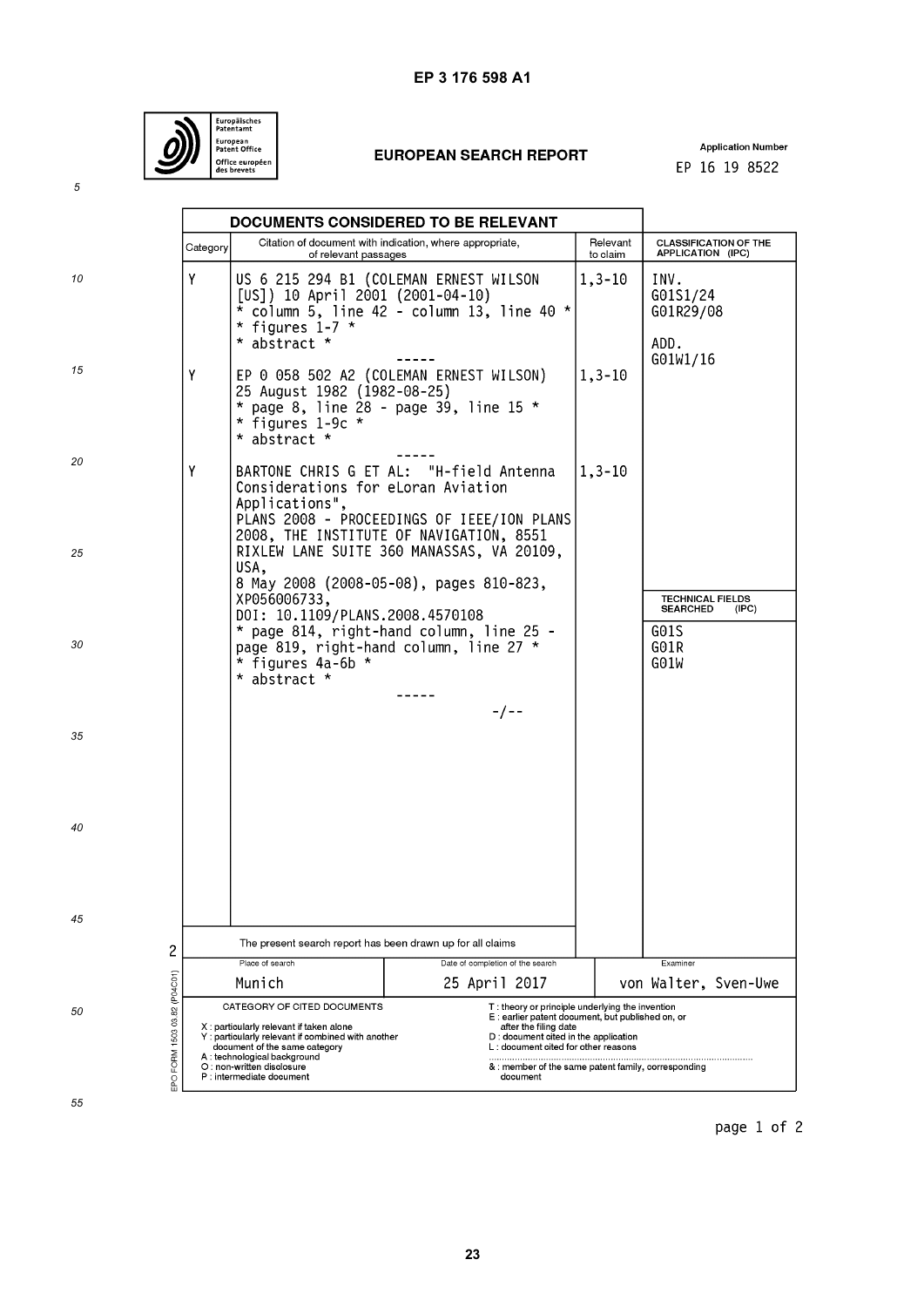EP 3 176 598 A1

Europäisches Patentamt
European Patent Office
Office européen des brevets

# EUROPEAN SEARCH REPORT

Application Number
EP 16 19 8522

| DOCUMENTS CONSIDERED TO BE RELEVANT | | | |
|---|---|---|---|
| Category | Citation of document with indication, where appropriate, of relevant passages | Relevant to claim | CLASSIFICATION OF THE APPLICATION (IPC) |
| Y | US 6 215 294 B1 (COLEMAN ERNEST WILSON [US]) 10 April 2001 (2001-04-10)<br>* column 5, line 42 - column 13, line 40 *<br>* figures 1-7 *<br>* abstract * | 1,3-10 | INV.<br>G01S1/24<br>G01R29/08<br><br>ADD.<br>G01W1/16 |
| Y | EP 0 058 502 A2 (COLEMAN ERNEST WILSON) 25 August 1982 (1982-08-25)<br>* page 8, line 28 - page 39, line 15 *<br>* figures 1-9c *<br>* abstract * | 1,3-10 | |
| Y | BARTONE CHRIS G ET AL: "H-field Antenna Considerations for eLoran Aviation Applications",<br>PLANS 2008 - PROCEEDINGS OF IEEE/ION PLANS 2008, THE INSTITUTE OF NAVIGATION, 8551 RIXLEW LANE SUITE 360 MANASSAS, VA 20109, USA,<br>8 May 2008 (2008-05-08), pages 810-823, XP056006733,<br>DOI: 10.1109/PLANS.2008.4570108<br>* page 814, right-hand column, line 25 - page 819, right-hand column, line 27 *<br>* figures 4a-6b *<br>* abstract * | 1,3-10 | TECHNICAL FIELDS SEARCHED (IPC)<br>G01S<br>G01R<br>G01W |
| | -/-- | | |

The present search report has been drawn up for all claims

| Place of search | Date of completion of the search | Examiner |
|---|---|---|
| Munich | 25 April 2017 | von Walter, Sven-Uwe |

CATEGORY OF CITED DOCUMENTS

X : particularly relevant if taken alone
Y : particularly relevant if combined with another document of the same category
A : technological background
O : non-written disclosure
P : intermediate document

T : theory or principle underlying the invention
E : earlier patent document, but published on, or after the filing date
D : document cited in the application
L : document cited for other reasons
& : member of the same patent family, corresponding document

EPO FORM 1503 03.82 (P04C01)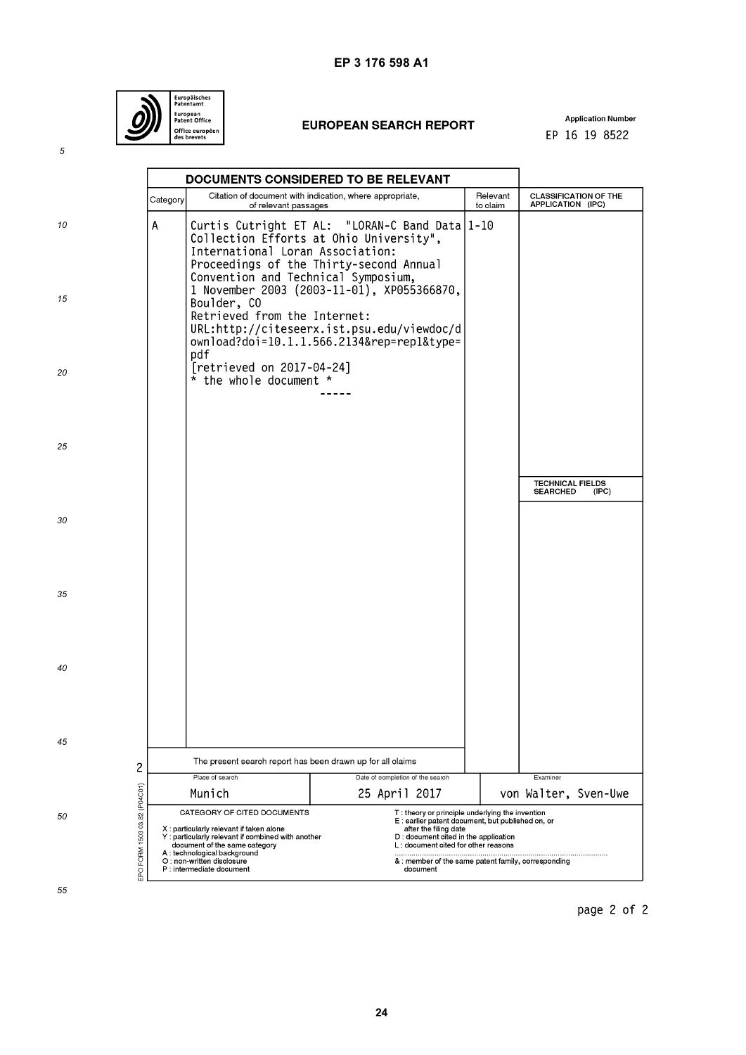**EP 3 176 598 A1**

Europäisches Patentamt
European Patent Office
Office européen des brevets

# EUROPEAN SEARCH REPORT

Application Number
EP 16 19 8522

## DOCUMENTS CONSIDERED TO BE RELEVANT

| Category | Citation of document with indication, where appropriate, of relevant passages | Relevant to claim | CLASSIFICATION OF THE APPLICATION (IPC) |
|---|---|---|---|
| A | Curtis Cutright ET AL: "LORAN-C Band Data Collection Efforts at Ohio University", International Loran Association: Proceedings of the Thirty-second Annual Convention and Technical Symposium, 1 November 2003 (2003-11-01), XP055366870, Boulder, CO Retrieved from the Internet: URL:http://citeseerx.ist.psu.edu/viewdoc/download?doi=10.1.1.566.2134&rep=rep1&type=pdf [retrieved on 2017-04-24] * the whole document * ----- | 1-10 | |
| | | | **TECHNICAL FIELDS SEARCHED (IPC)** |

The present search report has been drawn up for all claims

| Place of search | Date of completion of the search | Examiner |
|---|---|---|
| Munich | 25 April 2017 | von Walter, Sven-Uwe |

CATEGORY OF CITED DOCUMENTS

X : particularly relevant if taken alone
Y : particularly relevant if combined with another document of the same category
A : technological background
O : non-written disclosure
P : intermediate document

T : theory or principle underlying the invention
E : earlier patent document, but published on, or after the filing date
D : document cited in the application
L : document cited for other reasons

& : member of the same patent family, corresponding document

EPO FORM 1503 03.82 (P04C01)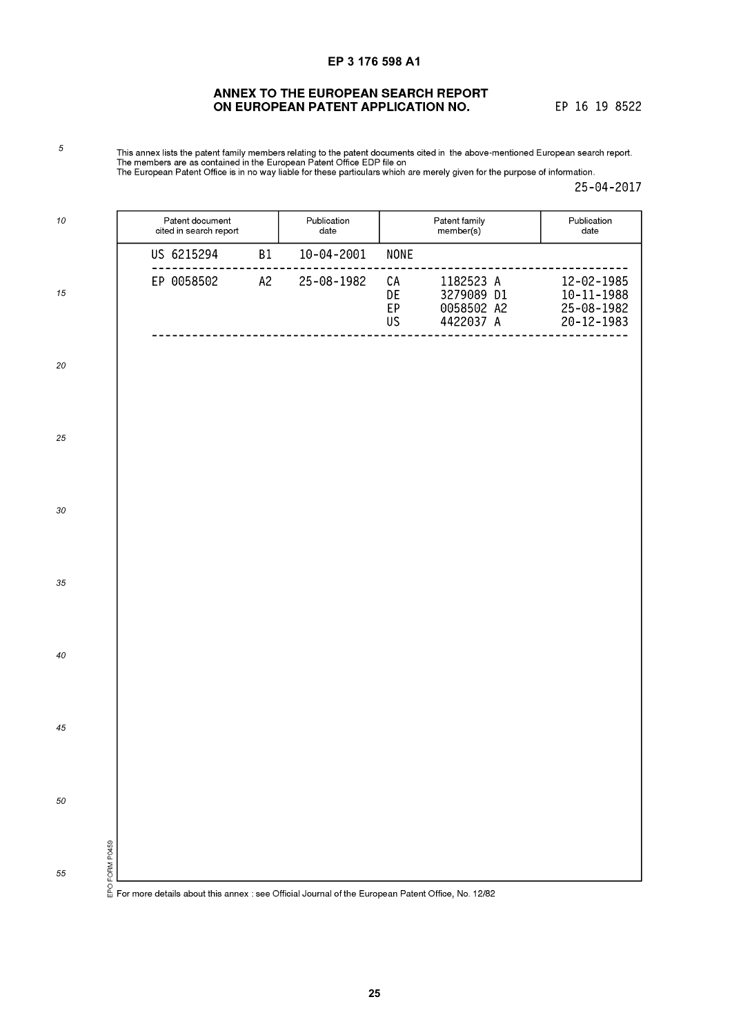## ANNEX TO THE EUROPEAN SEARCH REPORT ON EUROPEAN PATENT APPLICATION NO. EP 16 19 8522

This annex lists the patent family members relating to the patent documents cited in the above-mentioned European search report.
The members are as contained in the European Patent Office EDP file on
The European Patent Office is in no way liable for these particulars which are merely given for the purpose of information.

25-04-2017

| Patent document cited in search report | Publication date | Patent family member(s) | Publication date |
|---|---|---|---|
| US 6215294 B1 | 10-04-2001 | NONE | |
| EP 0058502 A2 | 25-08-1982 | CA 1182523 A | 12-02-1985 |
| | | DE 3279089 D1 | 10-11-1988 |
| | | EP 0058502 A2 | 25-08-1982 |
| | | US 4422037 A | 20-12-1983 |

EPO FORM P0459

For more details about this annex : see Official Journal of the European Patent Office, No. 12/82